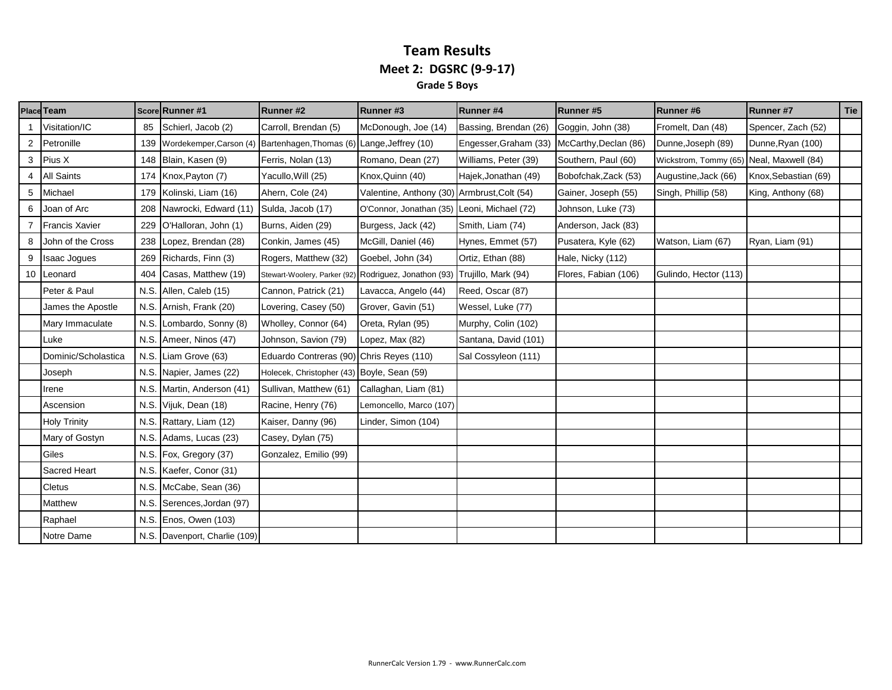# Team Results

## Meet 2: DGSRC (9-9-17)

### Grade 5 Boys

| Place | Team | Score | Runner #1 | Runner #2 | Runner #3 | Runner #4 | Runner #5 | Runner #6 | Runner #7 | Tie |
|---|---|---|---|---|---|---|---|---|---|---|
| 1 | Visitation/IC | 85 | Schierl, Jacob (2) | Carroll, Brendan (5) | McDonough, Joe (14) | Bassing, Brendan (26) | Goggin, John (38) | Fromelt, Dan (48) | Spencer, Zach (52) | |
| 2 | Petronille | 139 | Wordekemper,Carson (4) | Bartenhagen,Thomas (6) | Lange,Jeffrey (10) | Engesser,Graham (33) | McCarthy,Declan (86) | Dunne,Joseph (89) | Dunne,Ryan (100) | |
| 3 | Pius X | 148 | Blain, Kasen (9) | Ferris, Nolan (13) | Romano, Dean (27) | Williams, Peter (39) | Southern, Paul (60) | Wickstrom, Tommy (65) | Neal, Maxwell (84) | |
| 4 | All Saints | 174 | Knox,Payton (7) | Yacullo,Will (25) | Knox,Quinn (40) | Hajek,Jonathan (49) | Bobofchak,Zack (53) | Augustine,Jack (66) | Knox,Sebastian (69) | |
| 5 | Michael | 179 | Kolinski, Liam (16) | Ahern, Cole (24) | Valentine, Anthony (30) | Armbrust,Colt (54) | Gainer, Joseph (55) | Singh, Phillip (58) | King, Anthony (68) | |
| 6 | Joan of Arc | 208 | Nawrocki, Edward (11) | Sulda, Jacob (17) | O'Connor, Jonathan (35) | Leoni, Michael (72) | Johnson, Luke (73) | | | |
| 7 | Francis Xavier | 229 | O'Halloran, John (1) | Burns, Aiden (29) | Burgess, Jack (42) | Smith, Liam (74) | Anderson, Jack (83) | | | |
| 8 | John of the Cross | 238 | Lopez, Brendan (28) | Conkin, James (45) | McGill, Daniel (46) | Hynes, Emmet (57) | Pusatera, Kyle (62) | Watson, Liam (67) | Ryan, Liam (91) | |
| 9 | Isaac Jogues | 269 | Richards, Finn (3) | Rogers, Matthew (32) | Goebel, John (34) | Ortiz, Ethan (88) | Hale, Nicky (112) | | | |
| 10 | Leonard | 404 | Casas, Matthew (19) | Stewart-Woolery, Parker (92) | Rodriguez, Jonathon (93) | Trujillo, Mark (94) | Flores, Fabian (106) | Gulindo, Hector (113) | | |
| | Peter & Paul | N.S. | Allen, Caleb (15) | Cannon, Patrick (21) | Lavacca, Angelo (44) | Reed, Oscar (87) | | | | |
| | James the Apostle | N.S. | Arnish, Frank (20) | Lovering, Casey (50) | Grover, Gavin (51) | Wessel, Luke (77) | | | | |
| | Mary Immaculate | N.S. | Lombardo, Sonny (8) | Wholley, Connor (64) | Oreta, Rylan (95) | Murphy, Colin (102) | | | | |
| | Luke | N.S. | Ameer, Ninos (47) | Johnson, Savion (79) | Lopez, Max (82) | Santana, David (101) | | | | |
| | Dominic/Scholastica | N.S. | Liam Grove (63) | Eduardo Contreras (90) | Chris Reyes (110) | Sal Cossyleon (111) | | | | |
| | Joseph | N.S. | Napier, James (22) | Holecek, Christopher (43) | Boyle, Sean (59) | | | | | |
| | Irene | N.S. | Martin, Anderson (41) | Sullivan, Matthew (61) | Callaghan, Liam (81) | | | | | |
| | Ascension | N.S. | Vijuk, Dean (18) | Racine, Henry (76) | Lemoncello, Marco (107) | | | | | |
| | Holy Trinity | N.S. | Rattary, Liam (12) | Kaiser, Danny (96) | Linder, Simon (104) | | | | | |
| | Mary of Gostyn | N.S. | Adams, Lucas (23) | Casey, Dylan (75) | | | | | | |
| | Giles | N.S. | Fox, Gregory (37) | Gonzalez, Emilio (99) | | | | | | |
| | Sacred Heart | N.S. | Kaefer, Conor (31) | | | | | | | |
| | Cletus | N.S. | McCabe, Sean (36) | | | | | | | |
| | Matthew | N.S. | Serences,Jordan (97) | | | | | | | |
| | Raphael | N.S. | Enos, Owen (103) | | | | | | | |
| | Notre Dame | N.S. | Davenport, Charlie (109) | | | | | | | |

RunnerCalc Version 1.79 - www.RunnerCalc.com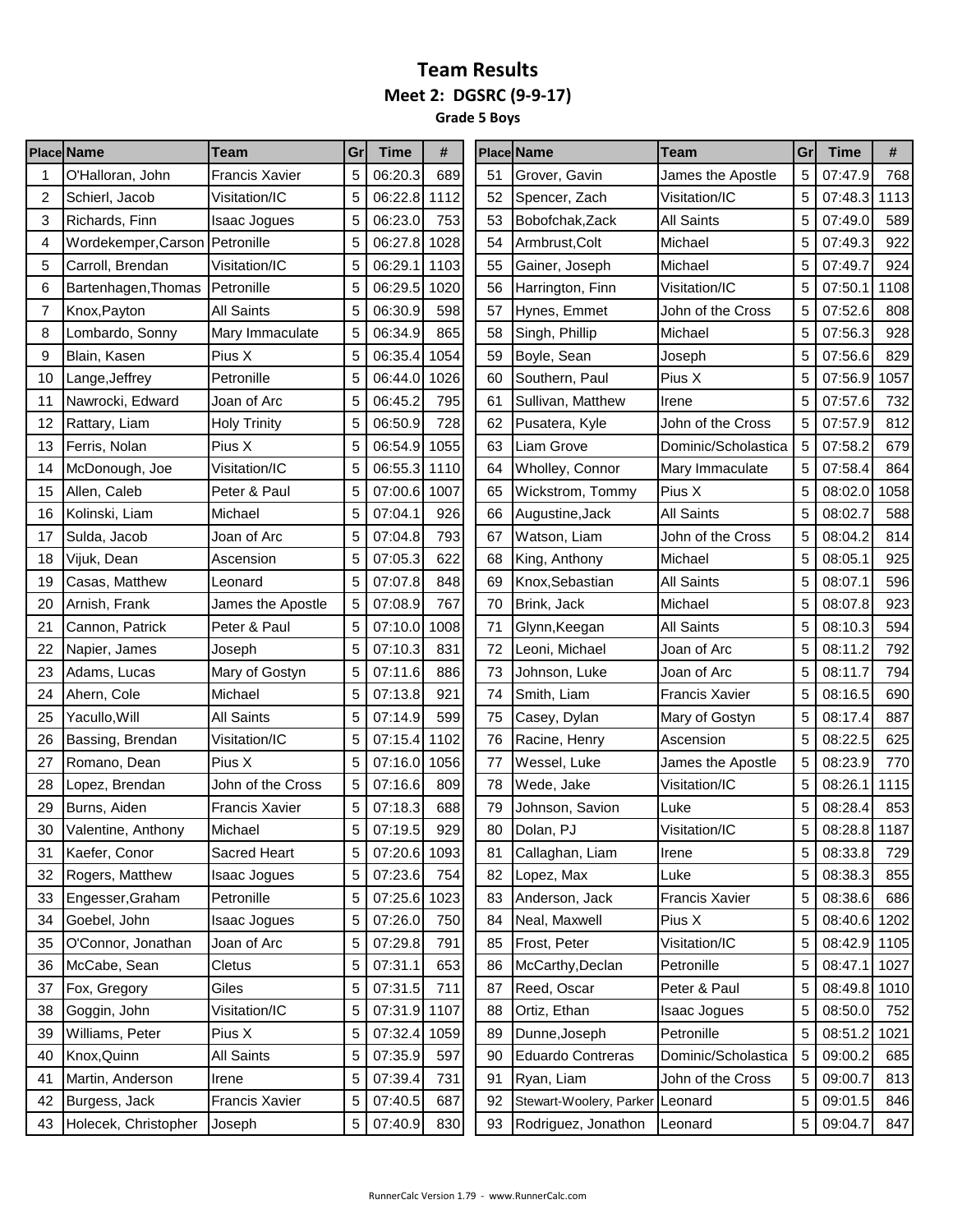# Team Results

## Meet 2: DGSRC (9-9-17)

### Grade 5 Boys

| Place | Name | Team | Gr | Time | # |
|---|---|---|---|---|---|
| 1 | O'Halloran, John | Francis Xavier | 5 | 06:20.3 | 689 |
| 2 | Schierl, Jacob | Visitation/IC | 5 | 06:22.8 | 1112 |
| 3 | Richards, Finn | Isaac Jogues | 5 | 06:23.0 | 753 |
| 4 | Wordekemper,Carson | Petronille | 5 | 06:27.8 | 1028 |
| 5 | Carroll, Brendan | Visitation/IC | 5 | 06:29.1 | 1103 |
| 6 | Bartenhagen,Thomas | Petronille | 5 | 06:29.5 | 1020 |
| 7 | Knox,Payton | All Saints | 5 | 06:30.9 | 598 |
| 8 | Lombardo, Sonny | Mary Immaculate | 5 | 06:34.9 | 865 |
| 9 | Blain, Kasen | Pius X | 5 | 06:35.4 | 1054 |
| 10 | Lange,Jeffrey | Petronille | 5 | 06:44.0 | 1026 |
| 11 | Nawrocki, Edward | Joan of Arc | 5 | 06:45.2 | 795 |
| 12 | Rattary, Liam | Holy Trinity | 5 | 06:50.9 | 728 |
| 13 | Ferris, Nolan | Pius X | 5 | 06:54.9 | 1055 |
| 14 | McDonough, Joe | Visitation/IC | 5 | 06:55.3 | 1110 |
| 15 | Allen, Caleb | Peter & Paul | 5 | 07:00.6 | 1007 |
| 16 | Kolinski, Liam | Michael | 5 | 07:04.1 | 926 |
| 17 | Sulda, Jacob | Joan of Arc | 5 | 07:04.8 | 793 |
| 18 | Vijuk, Dean | Ascension | 5 | 07:05.3 | 622 |
| 19 | Casas, Matthew | Leonard | 5 | 07:07.8 | 848 |
| 20 | Arnish, Frank | James the Apostle | 5 | 07:08.9 | 767 |
| 21 | Cannon, Patrick | Peter & Paul | 5 | 07:10.0 | 1008 |
| 22 | Napier, James | Joseph | 5 | 07:10.3 | 831 |
| 23 | Adams, Lucas | Mary of Gostyn | 5 | 07:11.6 | 886 |
| 24 | Ahern, Cole | Michael | 5 | 07:13.8 | 921 |
| 25 | Yacullo,Will | All Saints | 5 | 07:14.9 | 599 |
| 26 | Bassing, Brendan | Visitation/IC | 5 | 07:15.4 | 1102 |
| 27 | Romano, Dean | Pius X | 5 | 07:16.0 | 1056 |
| 28 | Lopez, Brendan | John of the Cross | 5 | 07:16.6 | 809 |
| 29 | Burns, Aiden | Francis Xavier | 5 | 07:18.3 | 688 |
| 30 | Valentine, Anthony | Michael | 5 | 07:19.5 | 929 |
| 31 | Kaefer, Conor | Sacred Heart | 5 | 07:20.6 | 1093 |
| 32 | Rogers, Matthew | Isaac Jogues | 5 | 07:23.6 | 754 |
| 33 | Engesser,Graham | Petronille | 5 | 07:25.6 | 1023 |
| 34 | Goebel, John | Isaac Jogues | 5 | 07:26.0 | 750 |
| 35 | O'Connor, Jonathan | Joan of Arc | 5 | 07:29.8 | 791 |
| 36 | McCabe, Sean | Cletus | 5 | 07:31.1 | 653 |
| 37 | Fox, Gregory | Giles | 5 | 07:31.5 | 711 |
| 38 | Goggin, John | Visitation/IC | 5 | 07:31.9 | 1107 |
| 39 | Williams, Peter | Pius X | 5 | 07:32.4 | 1059 |
| 40 | Knox,Quinn | All Saints | 5 | 07:35.9 | 597 |
| 41 | Martin, Anderson | Irene | 5 | 07:39.4 | 731 |
| 42 | Burgess, Jack | Francis Xavier | 5 | 07:40.5 | 687 |
| 43 | Holecek, Christopher | Joseph | 5 | 07:40.9 | 830 |
| 51 | Grover, Gavin | James the Apostle | 5 | 07:47.9 | 768 |
| 52 | Spencer, Zach | Visitation/IC | 5 | 07:48.3 | 1113 |
| 53 | Bobofchak,Zack | All Saints | 5 | 07:49.0 | 589 |
| 54 | Armbrust,Colt | Michael | 5 | 07:49.3 | 922 |
| 55 | Gainer, Joseph | Michael | 5 | 07:49.7 | 924 |
| 56 | Harrington, Finn | Visitation/IC | 5 | 07:50.1 | 1108 |
| 57 | Hynes, Emmet | John of the Cross | 5 | 07:52.6 | 808 |
| 58 | Singh, Phillip | Michael | 5 | 07:56.3 | 928 |
| 59 | Boyle, Sean | Joseph | 5 | 07:56.6 | 829 |
| 60 | Southern, Paul | Pius X | 5 | 07:56.9 | 1057 |
| 61 | Sullivan, Matthew | Irene | 5 | 07:57.6 | 732 |
| 62 | Pusatera, Kyle | John of the Cross | 5 | 07:57.9 | 812 |
| 63 | Liam Grove | Dominic/Scholastica | 5 | 07:58.2 | 679 |
| 64 | Wholley, Connor | Mary Immaculate | 5 | 07:58.4 | 864 |
| 65 | Wickstrom, Tommy | Pius X | 5 | 08:02.0 | 1058 |
| 66 | Augustine,Jack | All Saints | 5 | 08:02.7 | 588 |
| 67 | Watson, Liam | John of the Cross | 5 | 08:04.2 | 814 |
| 68 | King, Anthony | Michael | 5 | 08:05.1 | 925 |
| 69 | Knox,Sebastian | All Saints | 5 | 08:07.1 | 596 |
| 70 | Brink, Jack | Michael | 5 | 08:07.8 | 923 |
| 71 | Glynn,Keegan | All Saints | 5 | 08:10.3 | 594 |
| 72 | Leoni, Michael | Joan of Arc | 5 | 08:11.2 | 792 |
| 73 | Johnson, Luke | Joan of Arc | 5 | 08:11.7 | 794 |
| 74 | Smith, Liam | Francis Xavier | 5 | 08:16.5 | 690 |
| 75 | Casey, Dylan | Mary of Gostyn | 5 | 08:17.4 | 887 |
| 76 | Racine, Henry | Ascension | 5 | 08:22.5 | 625 |
| 77 | Wessel, Luke | James the Apostle | 5 | 08:23.9 | 770 |
| 78 | Wede, Jake | Visitation/IC | 5 | 08:26.1 | 1115 |
| 79 | Johnson, Savion | Luke | 5 | 08:28.4 | 853 |
| 80 | Dolan, PJ | Visitation/IC | 5 | 08:28.8 | 1187 |
| 81 | Callaghan, Liam | Irene | 5 | 08:33.8 | 729 |
| 82 | Lopez, Max | Luke | 5 | 08:38.3 | 855 |
| 83 | Anderson, Jack | Francis Xavier | 5 | 08:38.6 | 686 |
| 84 | Neal, Maxwell | Pius X | 5 | 08:40.6 | 1202 |
| 85 | Frost, Peter | Visitation/IC | 5 | 08:42.9 | 1105 |
| 86 | McCarthy,Declan | Petronille | 5 | 08:47.1 | 1027 |
| 87 | Reed, Oscar | Peter & Paul | 5 | 08:49.8 | 1010 |
| 88 | Ortiz, Ethan | Isaac Jogues | 5 | 08:50.0 | 752 |
| 89 | Dunne,Joseph | Petronille | 5 | 08:51.2 | 1021 |
| 90 | Eduardo Contreras | Dominic/Scholastica | 5 | 09:00.2 | 685 |
| 91 | Ryan, Liam | John of the Cross | 5 | 09:00.7 | 813 |
| 92 | Stewart-Woolery, Parker | Leonard | 5 | 09:01.5 | 846 |
| 93 | Rodriguez, Jonathon | Leonard | 5 | 09:04.7 | 847 |

RunnerCalc Version 1.79 - www.RunnerCalc.com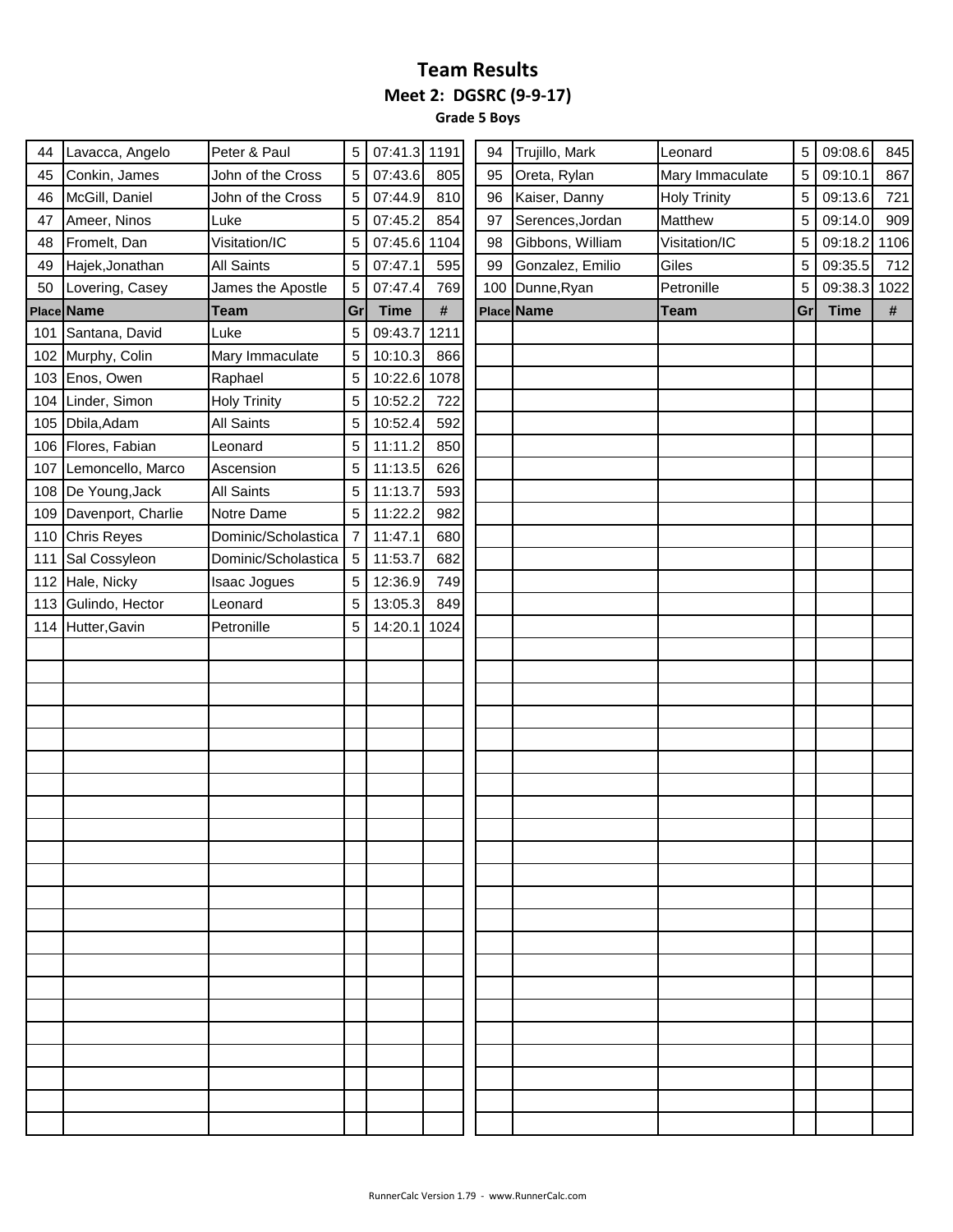# Team Results

## Meet 2: DGSRC (9-9-17)

### Grade 5 Boys

| Place | Name | Team | Gr | Time | # |
|---|---|---|---|---|---|
| 44 | Lavacca, Angelo | Peter & Paul | 5 | 07:41.3 | 1191 |
| 45 | Conkin, James | John of the Cross | 5 | 07:43.6 | 805 |
| 46 | McGill, Daniel | John of the Cross | 5 | 07:44.9 | 810 |
| 47 | Ameer, Ninos | Luke | 5 | 07:45.2 | 854 |
| 48 | Fromelt, Dan | Visitation/IC | 5 | 07:45.6 | 1104 |
| 49 | Hajek,Jonathan | All Saints | 5 | 07:47.1 | 595 |
| 50 | Lovering, Casey | James the Apostle | 5 | 07:47.4 | 769 |
| 94 | Trujillo, Mark | Leonard | 5 | 09:08.6 | 845 |
| 95 | Oreta, Rylan | Mary Immaculate | 5 | 09:10.1 | 867 |
| 96 | Kaiser, Danny | Holy Trinity | 5 | 09:13.6 | 721 |
| 97 | Serences,Jordan | Matthew | 5 | 09:14.0 | 909 |
| 98 | Gibbons, William | Visitation/IC | 5 | 09:18.2 | 1106 |
| 99 | Gonzalez, Emilio | Giles | 5 | 09:35.5 | 712 |
| 100 | Dunne,Ryan | Petronille | 5 | 09:38.3 | 1022 |
| 101 | Santana, David | Luke | 5 | 09:43.7 | 1211 |
| 102 | Murphy, Colin | Mary Immaculate | 5 | 10:10.3 | 866 |
| 103 | Enos, Owen | Raphael | 5 | 10:22.6 | 1078 |
| 104 | Linder, Simon | Holy Trinity | 5 | 10:52.2 | 722 |
| 105 | Dbila,Adam | All Saints | 5 | 10:52.4 | 592 |
| 106 | Flores, Fabian | Leonard | 5 | 11:11.2 | 850 |
| 107 | Lemoncello, Marco | Ascension | 5 | 11:13.5 | 626 |
| 108 | De Young,Jack | All Saints | 5 | 11:13.7 | 593 |
| 109 | Davenport, Charlie | Notre Dame | 5 | 11:22.2 | 982 |
| 110 | Chris Reyes | Dominic/Scholastica | 7 | 11:47.1 | 680 |
| 111 | Sal Cossyleon | Dominic/Scholastica | 5 | 11:53.7 | 682 |
| 112 | Hale, Nicky | Isaac Jogues | 5 | 12:36.9 | 749 |
| 113 | Gulindo, Hector | Leonard | 5 | 13:05.3 | 849 |
| 114 | Hutter,Gavin | Petronille | 5 | 14:20.1 | 1024 |

RunnerCalc Version 1.79 - www.RunnerCalc.com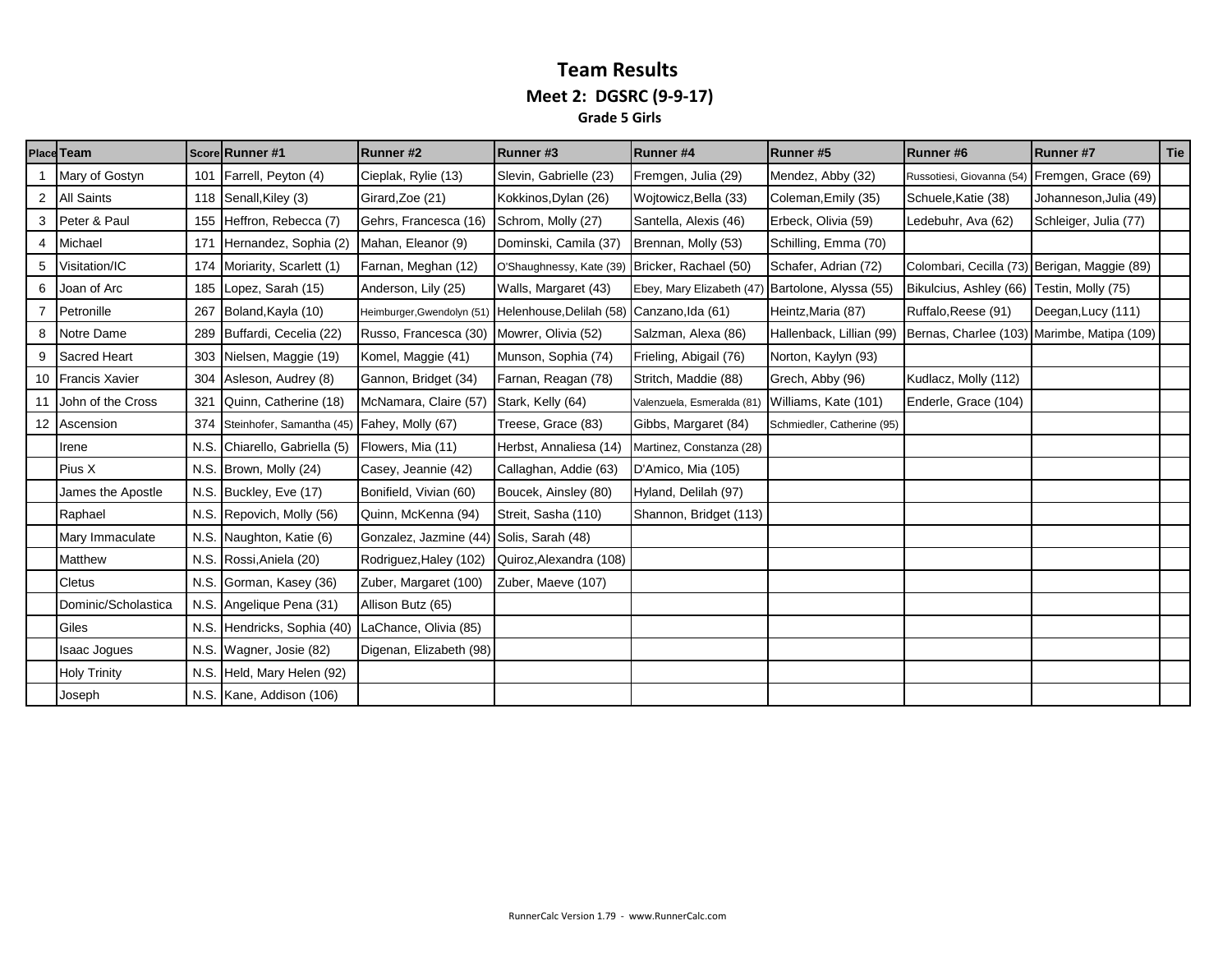# Team Results

## Meet 2: DGSRC (9-9-17)

### Grade 5 Girls

| Place | Team | Score | Runner #1 | Runner #2 | Runner #3 | Runner #4 | Runner #5 | Runner #6 | Runner #7 | Tie |
|---|---|---|---|---|---|---|---|---|---|---|
| 1 | Mary of Gostyn | 101 | Farrell, Peyton (4) | Cieplak, Rylie (13) | Slevin, Gabrielle (23) | Fremgen, Julia (29) | Mendez, Abby (32) | Russotiesi, Giovanna (54) | Fremgen, Grace (69) | |
| 2 | All Saints | 118 | Senall,Kiley (3) | Girard,Zoe (21) | Kokkinos,Dylan (26) | Wojtowicz,Bella (33) | Coleman,Emily (35) | Schuele,Katie (38) | Johanneson,Julia (49) | |
| 3 | Peter & Paul | 155 | Heffron, Rebecca (7) | Gehrs, Francesca (16) | Schrom, Molly (27) | Santella, Alexis (46) | Erbeck, Olivia (59) | Ledebuhr, Ava (62) | Schleiger, Julia (77) | |
| 4 | Michael | 171 | Hernandez, Sophia (2) | Mahan, Eleanor (9) | Dominski, Camila (37) | Brennan, Molly (53) | Schilling, Emma (70) | | | |
| 5 | Visitation/IC | 174 | Moriarity, Scarlett (1) | Farnan, Meghan (12) | O'Shaughnessy, Kate (39) | Bricker, Rachael (50) | Schafer, Adrian (72) | Colombari, Cecilla (73) | Berigan, Maggie (89) | |
| 6 | Joan of Arc | 185 | Lopez, Sarah (15) | Anderson, Lily (25) | Walls, Margaret (43) | Ebey, Mary Elizabeth (47) | Bartolone, Alyssa (55) | Bikulcius, Ashley (66) | Testin, Molly (75) | |
| 7 | Petronille | 267 | Boland,Kayla (10) | Heimburger,Gwendolyn (51) | Helenhouse,Delilah (58) | Canzano,Ida (61) | Heintz,Maria (87) | Ruffalo,Reese (91) | Deegan,Lucy (111) | |
| 8 | Notre Dame | 289 | Buffardi, Cecelia (22) | Russo, Francesca (30) | Mowrer, Olivia (52) | Salzman, Alexa (86) | Hallenback, Lillian (99) | Bernas, Charlee (103) | Marimbe, Matipa (109) | |
| 9 | Sacred Heart | 303 | Nielsen, Maggie (19) | Komel, Maggie (41) | Munson, Sophia (74) | Frieling, Abigail (76) | Norton, Kaylyn (93) | | | |
| 10 | Francis Xavier | 304 | Asleson, Audrey (8) | Gannon, Bridget (34) | Farnan, Reagan (78) | Stritch, Maddie (88) | Grech, Abby (96) | Kudlacz, Molly (112) | | |
| 11 | John of the Cross | 321 | Quinn, Catherine (18) | McNamara, Claire (57) | Stark, Kelly (64) | Valenzuela, Esmeralda (81) | Williams, Kate (101) | Enderle, Grace (104) | | |
| 12 | Ascension | 374 | Steinhofer, Samantha (45) | Fahey, Molly (67) | Treese, Grace (83) | Gibbs, Margaret (84) | Schmiedler, Catherine (95) | | | |
| | Irene | N.S. | Chiarello, Gabriella (5) | Flowers, Mia (11) | Herbst, Annaliesa (14) | Martinez, Constanza (28) | | | | |
| | Pius X | N.S. | Brown, Molly (24) | Casey, Jeannie (42) | Callaghan, Addie (63) | D'Amico, Mia (105) | | | | |
| | James the Apostle | N.S. | Buckley, Eve (17) | Bonifield, Vivian (60) | Boucek, Ainsley (80) | Hyland, Delilah (97) | | | | |
| | Raphael | N.S. | Repovich, Molly (56) | Quinn, McKenna (94) | Streit, Sasha (110) | Shannon, Bridget (113) | | | | |
| | Mary Immaculate | N.S. | Naughton, Katie (6) | Gonzalez, Jazmine (44) | Solis, Sarah (48) | | | | | |
| | Matthew | N.S. | Rossi,Aniela (20) | Rodriguez,Haley (102) | Quiroz,Alexandra (108) | | | | | |
| | Cletus | N.S. | Gorman, Kasey (36) | Zuber, Margaret (100) | Zuber, Maeve (107) | | | | | |
| | Dominic/Scholastica | N.S. | Angelique Pena (31) | Allison Butz (65) | | | | | | |
| | Giles | N.S. | Hendricks, Sophia (40) | LaChance, Olivia (85) | | | | | | |
| | Isaac Jogues | N.S. | Wagner, Josie (82) | Digenan, Elizabeth (98) | | | | | | |
| | Holy Trinity | N.S. | Held, Mary Helen (92) | | | | | | | |
| | Joseph | N.S. | Kane, Addison (106) | | | | | | | |

RunnerCalc Version 1.79 - www.RunnerCalc.com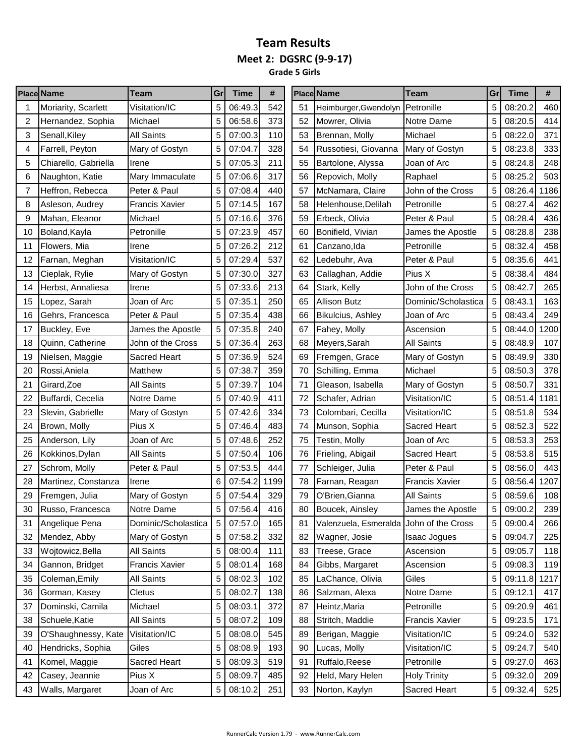# Team Results

## Meet 2: DGSRC (9-9-17)

### Grade 5 Girls

| Place | Name | Team | Gr | Time | # |
|---|---|---|---|---|---|
| 1 | Moriarity, Scarlett | Visitation/IC | 5 | 06:49.3 | 542 |
| 2 | Hernandez, Sophia | Michael | 5 | 06:58.6 | 373 |
| 3 | Senall,Kiley | All Saints | 5 | 07:00.3 | 110 |
| 4 | Farrell, Peyton | Mary of Gostyn | 5 | 07:04.7 | 328 |
| 5 | Chiarello, Gabriella | Irene | 5 | 07:05.3 | 211 |
| 6 | Naughton, Katie | Mary Immaculate | 5 | 07:06.6 | 317 |
| 7 | Heffron, Rebecca | Peter & Paul | 5 | 07:08.4 | 440 |
| 8 | Asleson, Audrey | Francis Xavier | 5 | 07:14.5 | 167 |
| 9 | Mahan, Eleanor | Michael | 5 | 07:16.6 | 376 |
| 10 | Boland,Kayla | Petronille | 5 | 07:23.9 | 457 |
| 11 | Flowers, Mia | Irene | 5 | 07:26.2 | 212 |
| 12 | Farnan, Meghan | Visitation/IC | 5 | 07:29.4 | 537 |
| 13 | Cieplak, Rylie | Mary of Gostyn | 5 | 07:30.0 | 327 |
| 14 | Herbst, Annaliesa | Irene | 5 | 07:33.6 | 213 |
| 15 | Lopez, Sarah | Joan of Arc | 5 | 07:35.1 | 250 |
| 16 | Gehrs, Francesca | Peter & Paul | 5 | 07:35.4 | 438 |
| 17 | Buckley, Eve | James the Apostle | 5 | 07:35.8 | 240 |
| 18 | Quinn, Catherine | John of the Cross | 5 | 07:36.4 | 263 |
| 19 | Nielsen, Maggie | Sacred Heart | 5 | 07:36.9 | 524 |
| 20 | Rossi,Aniela | Matthew | 5 | 07:38.7 | 359 |
| 21 | Girard,Zoe | All Saints | 5 | 07:39.7 | 104 |
| 22 | Buffardi, Cecelia | Notre Dame | 5 | 07:40.9 | 411 |
| 23 | Slevin, Gabrielle | Mary of Gostyn | 5 | 07:42.6 | 334 |
| 24 | Brown, Molly | Pius X | 5 | 07:46.4 | 483 |
| 25 | Anderson, Lily | Joan of Arc | 5 | 07:48.6 | 252 |
| 26 | Kokkinos,Dylan | All Saints | 5 | 07:50.4 | 106 |
| 27 | Schrom, Molly | Peter & Paul | 5 | 07:53.5 | 444 |
| 28 | Martinez, Constanza | Irene | 6 | 07:54.2 | 1199 |
| 29 | Fremgen, Julia | Mary of Gostyn | 5 | 07:54.4 | 329 |
| 30 | Russo, Francesca | Notre Dame | 5 | 07:56.4 | 416 |
| 31 | Angelique Pena | Dominic/Scholastica | 5 | 07:57.0 | 165 |
| 32 | Mendez, Abby | Mary of Gostyn | 5 | 07:58.2 | 332 |
| 33 | Wojtowicz,Bella | All Saints | 5 | 08:00.4 | 111 |
| 34 | Gannon, Bridget | Francis Xavier | 5 | 08:01.4 | 168 |
| 35 | Coleman,Emily | All Saints | 5 | 08:02.3 | 102 |
| 36 | Gorman, Kasey | Cletus | 5 | 08:02.7 | 138 |
| 37 | Dominski, Camila | Michael | 5 | 08:03.1 | 372 |
| 38 | Schuele,Katie | All Saints | 5 | 08:07.2 | 109 |
| 39 | O'Shaughnessy, Kate | Visitation/IC | 5 | 08:08.0 | 545 |
| 40 | Hendricks, Sophia | Giles | 5 | 08:08.9 | 193 |
| 41 | Komel, Maggie | Sacred Heart | 5 | 08:09.3 | 519 |
| 42 | Casey, Jeannie | Pius X | 5 | 08:09.7 | 485 |
| 43 | Walls, Margaret | Joan of Arc | 5 | 08:10.2 | 251 |
| 51 | Heimburger,Gwendolyn | Petronille | 5 | 08:20.2 | 460 |
| 52 | Mowrer, Olivia | Notre Dame | 5 | 08:20.5 | 414 |
| 53 | Brennan, Molly | Michael | 5 | 08:22.0 | 371 |
| 54 | Russotiesi, Giovanna | Mary of Gostyn | 5 | 08:23.8 | 333 |
| 55 | Bartolone, Alyssa | Joan of Arc | 5 | 08:24.8 | 248 |
| 56 | Repovich, Molly | Raphael | 5 | 08:25.2 | 503 |
| 57 | McNamara, Claire | John of the Cross | 5 | 08:26.4 | 1186 |
| 58 | Helenhouse,Delilah | Petronille | 5 | 08:27.4 | 462 |
| 59 | Erbeck, Olivia | Peter & Paul | 5 | 08:28.4 | 436 |
| 60 | Bonifield, Vivian | James the Apostle | 5 | 08:28.8 | 238 |
| 61 | Canzano,Ida | Petronille | 5 | 08:32.4 | 458 |
| 62 | Ledebuhr, Ava | Peter & Paul | 5 | 08:35.6 | 441 |
| 63 | Callaghan, Addie | Pius X | 5 | 08:38.4 | 484 |
| 64 | Stark, Kelly | John of the Cross | 5 | 08:42.7 | 265 |
| 65 | Allison Butz | Dominic/Scholastica | 5 | 08:43.1 | 163 |
| 66 | Bikulcius, Ashley | Joan of Arc | 5 | 08:43.4 | 249 |
| 67 | Fahey, Molly | Ascension | 5 | 08:44.0 | 1200 |
| 68 | Meyers,Sarah | All Saints | 5 | 08:48.9 | 107 |
| 69 | Fremgen, Grace | Mary of Gostyn | 5 | 08:49.9 | 330 |
| 70 | Schilling, Emma | Michael | 5 | 08:50.3 | 378 |
| 71 | Gleason, Isabella | Mary of Gostyn | 5 | 08:50.7 | 331 |
| 72 | Schafer, Adrian | Visitation/IC | 5 | 08:51.4 | 1181 |
| 73 | Colombari, Cecilla | Visitation/IC | 5 | 08:51.8 | 534 |
| 74 | Munson, Sophia | Sacred Heart | 5 | 08:52.3 | 522 |
| 75 | Testin, Molly | Joan of Arc | 5 | 08:53.3 | 253 |
| 76 | Frieling, Abigail | Sacred Heart | 5 | 08:53.8 | 515 |
| 77 | Schleiger, Julia | Peter & Paul | 5 | 08:56.0 | 443 |
| 78 | Farnan, Reagan | Francis Xavier | 5 | 08:56.4 | 1207 |
| 79 | O'Brien,Gianna | All Saints | 5 | 08:59.6 | 108 |
| 80 | Boucek, Ainsley | James the Apostle | 5 | 09:00.2 | 239 |
| 81 | Valenzuela, Esmeralda | John of the Cross | 5 | 09:00.4 | 266 |
| 82 | Wagner, Josie | Isaac Jogues | 5 | 09:04.7 | 225 |
| 83 | Treese, Grace | Ascension | 5 | 09:05.7 | 118 |
| 84 | Gibbs, Margaret | Ascension | 5 | 09:08.3 | 119 |
| 85 | LaChance, Olivia | Giles | 5 | 09:11.8 | 1217 |
| 86 | Salzman, Alexa | Notre Dame | 5 | 09:12.1 | 417 |
| 87 | Heintz,Maria | Petronille | 5 | 09:20.9 | 461 |
| 88 | Stritch, Maddie | Francis Xavier | 5 | 09:23.5 | 171 |
| 89 | Berigan, Maggie | Visitation/IC | 5 | 09:24.0 | 532 |
| 90 | Lucas, Molly | Visitation/IC | 5 | 09:24.7 | 540 |
| 91 | Ruffalo,Reese | Petronille | 5 | 09:27.0 | 463 |
| 92 | Held, Mary Helen | Holy Trinity | 5 | 09:32.0 | 209 |
| 93 | Norton, Kaylyn | Sacred Heart | 5 | 09:32.4 | 525 |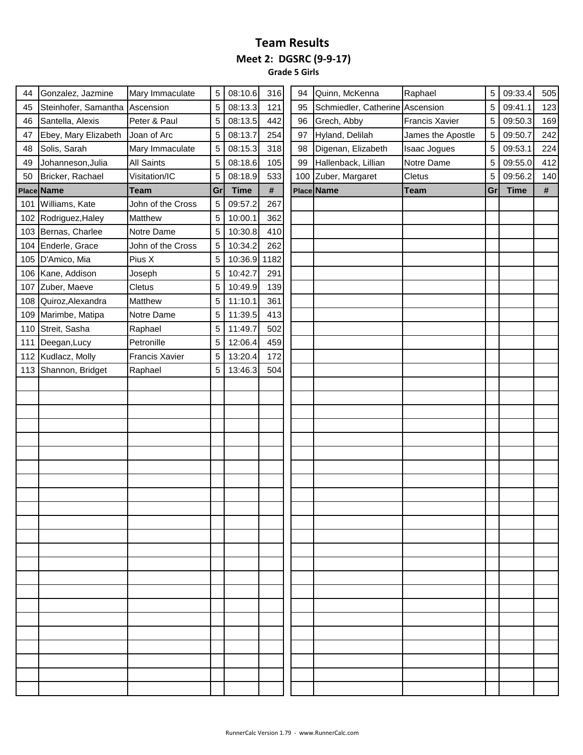# Team Results

## Meet 2: DGSRC (9-9-17)

### Grade 5 Girls

| Place | Name | Team | Gr | Time | # |
|---|---|---|---|---|---|
| 44 | Gonzalez, Jazmine | Mary Immaculate | 5 | 08:10.6 | 316 |
| 45 | Steinhofer, Samantha | Ascension | 5 | 08:13.3 | 121 |
| 46 | Santella, Alexis | Peter & Paul | 5 | 08:13.5 | 442 |
| 47 | Ebey, Mary Elizabeth | Joan of Arc | 5 | 08:13.7 | 254 |
| 48 | Solis, Sarah | Mary Immaculate | 5 | 08:15.3 | 318 |
| 49 | Johanneson,Julia | All Saints | 5 | 08:18.6 | 105 |
| 50 | Bricker, Rachael | Visitation/IC | 5 | 08:18.9 | 533 |
| 94 | Quinn, McKenna | Raphael | 5 | 09:33.4 | 505 |
| 95 | Schmiedler, Catherine | Ascension | 5 | 09:41.1 | 123 |
| 96 | Grech, Abby | Francis Xavier | 5 | 09:50.3 | 169 |
| 97 | Hyland, Delilah | James the Apostle | 5 | 09:50.7 | 242 |
| 98 | Digenan, Elizabeth | Isaac Jogues | 5 | 09:53.1 | 224 |
| 99 | Hallenback, Lillian | Notre Dame | 5 | 09:55.0 | 412 |
| 100 | Zuber, Margaret | Cletus | 5 | 09:56.2 | 140 |
| 101 | Williams, Kate | John of the Cross | 5 | 09:57.2 | 267 |
| 102 | Rodriguez,Haley | Matthew | 5 | 10:00.1 | 362 |
| 103 | Bernas, Charlee | Notre Dame | 5 | 10:30.8 | 410 |
| 104 | Enderle, Grace | John of the Cross | 5 | 10:34.2 | 262 |
| 105 | D'Amico, Mia | Pius X | 5 | 10:36.9 | 1182 |
| 106 | Kane, Addison | Joseph | 5 | 10:42.7 | 291 |
| 107 | Zuber, Maeve | Cletus | 5 | 10:49.9 | 139 |
| 108 | Quiroz,Alexandra | Matthew | 5 | 11:10.1 | 361 |
| 109 | Marimbe, Matipa | Notre Dame | 5 | 11:39.5 | 413 |
| 110 | Streit, Sasha | Raphael | 5 | 11:49.7 | 502 |
| 111 | Deegan,Lucy | Petronille | 5 | 12:06.4 | 459 |
| 112 | Kudlacz, Molly | Francis Xavier | 5 | 13:20.4 | 172 |
| 113 | Shannon, Bridget | Raphael | 5 | 13:46.3 | 504 |

RunnerCalc Version 1.79 - www.RunnerCalc.com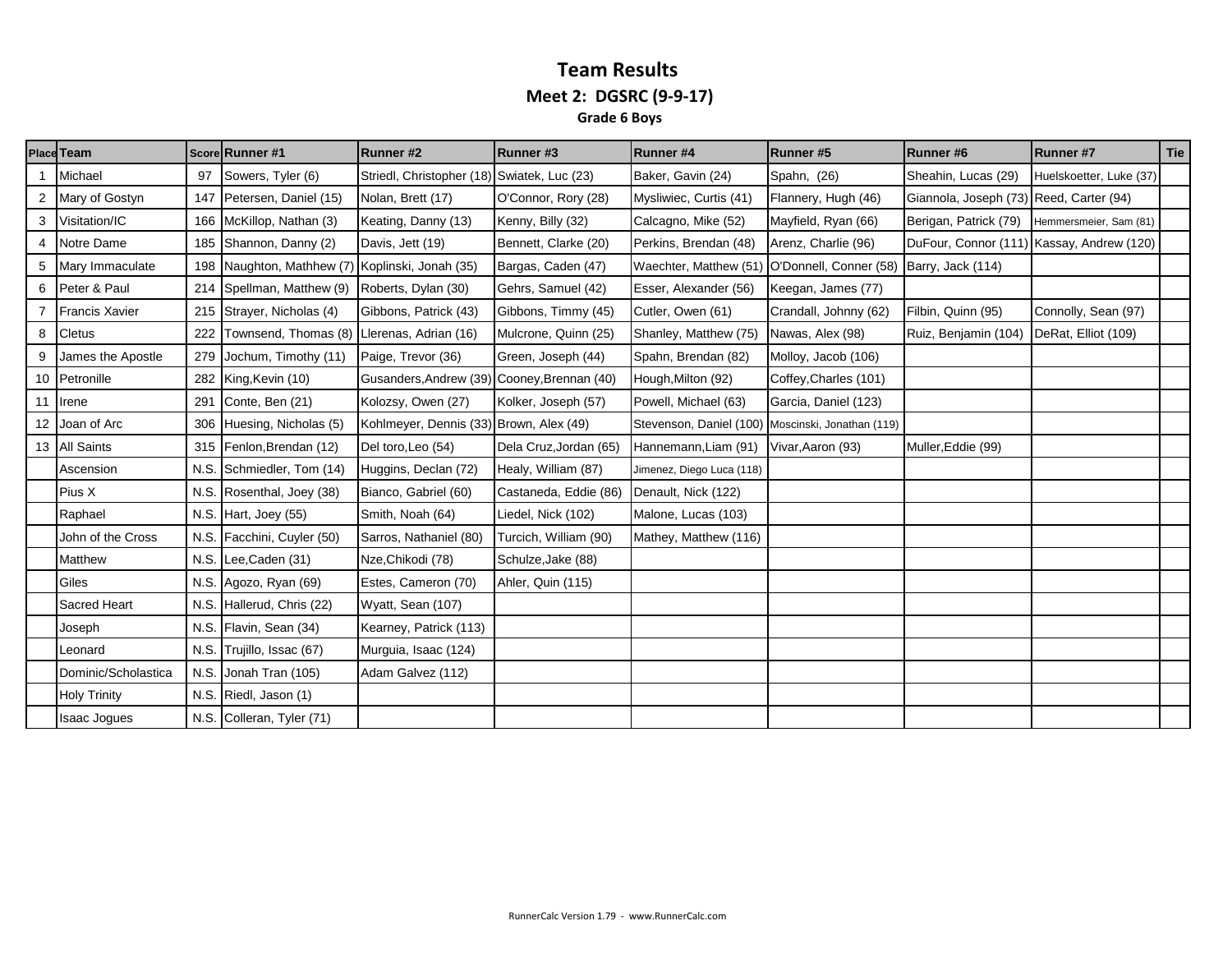# Team Results

## Meet 2: DGSRC (9-9-17)

### Grade 6 Boys

| Place | Team | Score | Runner #1 | Runner #2 | Runner #3 | Runner #4 | Runner #5 | Runner #6 | Runner #7 | Tie |
|---|---|---|---|---|---|---|---|---|---|---|
| 1 | Michael | 97 | Sowers, Tyler (6) | Striedl, Christopher (18) | Swiatek, Luc (23) | Baker, Gavin (24) | Spahn, (26) | Sheahin, Lucas (29) | Huelskoetter, Luke (37) | |
| 2 | Mary of Gostyn | 147 | Petersen, Daniel (15) | Nolan, Brett (17) | O'Connor, Rory (28) | Mysliwiec, Curtis (41) | Flannery, Hugh (46) | Giannola, Joseph (73) | Reed, Carter (94) | |
| 3 | Visitation/IC | 166 | McKillop, Nathan (3) | Keating, Danny (13) | Kenny, Billy (32) | Calcagno, Mike (52) | Mayfield, Ryan (66) | Berigan, Patrick (79) | Hemmersmeier, Sam (81) | |
| 4 | Notre Dame | 185 | Shannon, Danny (2) | Davis, Jett (19) | Bennett, Clarke (20) | Perkins, Brendan (48) | Arenz, Charlie (96) | DuFour, Connor (111) | Kassay, Andrew (120) | |
| 5 | Mary Immaculate | 198 | Naughton, Mathhew (7) | Koplinski, Jonah (35) | Bargas, Caden (47) | Waechter, Matthew (51) | O'Donnell, Conner (58) | Barry, Jack (114) | | |
| 6 | Peter & Paul | 214 | Spellman, Matthew (9) | Roberts, Dylan (30) | Gehrs, Samuel (42) | Esser, Alexander (56) | Keegan, James (77) | | | |
| 7 | Francis Xavier | 215 | Strayer, Nicholas (4) | Gibbons, Patrick (43) | Gibbons, Timmy (45) | Cutler, Owen (61) | Crandall, Johnny (62) | Filbin, Quinn (95) | Connolly, Sean (97) | |
| 8 | Cletus | 222 | Townsend, Thomas (8) | Llerenas, Adrian (16) | Mulcrone, Quinn (25) | Shanley, Matthew (75) | Nawas, Alex (98) | Ruiz, Benjamin (104) | DeRat, Elliot (109) | |
| 9 | James the Apostle | 279 | Jochum, Timothy (11) | Paige, Trevor (36) | Green, Joseph (44) | Spahn, Brendan (82) | Molloy, Jacob (106) | | | |
| 10 | Petronille | 282 | King,Kevin (10) | Gusanders,Andrew (39) | Cooney,Brennan (40) | Hough,Milton (92) | Coffey,Charles (101) | | | |
| 11 | Irene | 291 | Conte, Ben (21) | Kolozsy, Owen (27) | Kolker, Joseph (57) | Powell, Michael (63) | Garcia, Daniel (123) | | | |
| 12 | Joan of Arc | 306 | Huesing, Nicholas (5) | Kohlmeyer, Dennis (33) | Brown, Alex (49) | Stevenson, Daniel (100) | Moscinski, Jonathan (119) | | | |
| 13 | All Saints | 315 | Fenlon,Brendan (12) | Del toro,Leo (54) | Dela Cruz,Jordan (65) | Hannemann,Liam (91) | Vivar,Aaron (93) | Muller,Eddie (99) | | |
| | Ascension | N.S. | Schmiedler, Tom (14) | Huggins, Declan (72) | Healy, William (87) | Jimenez, Diego Luca (118) | | | | |
| | Pius X | N.S. | Rosenthal, Joey (38) | Bianco, Gabriel (60) | Castaneda, Eddie (86) | Denault, Nick (122) | | | | |
| | Raphael | N.S. | Hart, Joey (55) | Smith, Noah (64) | Liedel, Nick (102) | Malone, Lucas (103) | | | | |
| | John of the Cross | N.S. | Facchini, Cuyler (50) | Sarros, Nathaniel (80) | Turcich, William (90) | Mathey, Matthew (116) | | | | |
| | Matthew | N.S. | Lee,Caden (31) | Nze,Chikodi (78) | Schulze,Jake (88) | | | | | |
| | Giles | N.S. | Agozo, Ryan (69) | Estes, Cameron (70) | Ahler, Quin (115) | | | | | |
| | Sacred Heart | N.S. | Hallerud, Chris (22) | Wyatt, Sean (107) | | | | | | |
| | Joseph | N.S. | Flavin, Sean (34) | Kearney, Patrick (113) | | | | | | |
| | Leonard | N.S. | Trujillo, Issac (67) | Murguia, Isaac (124) | | | | | | |
| | Dominic/Scholastica | N.S. | Jonah Tran (105) | Adam Galvez (112) | | | | | | |
| | Holy Trinity | N.S. | Riedl, Jason (1) | | | | | | | |
| | Isaac Jogues | N.S. | Colleran, Tyler (71) | | | | | | | |

RunnerCalc Version 1.79 - www.RunnerCalc.com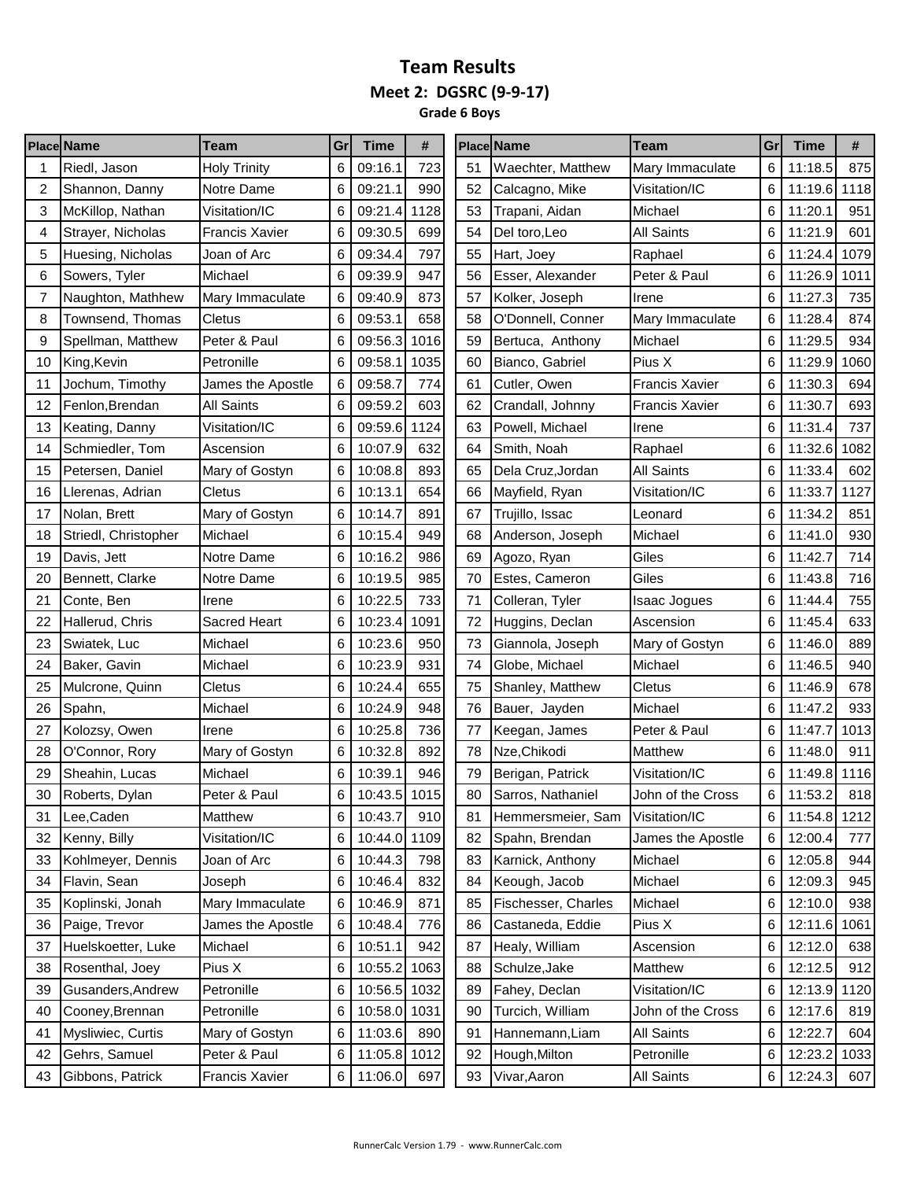# Team Results

## Meet 2: DGSRC (9-9-17)

### Grade 6 Boys

| Place | Name | Team | Gr | Time | # |
|---|---|---|---|---|---|
| 1 | Riedl, Jason | Holy Trinity | 6 | 09:16.1 | 723 |
| 2 | Shannon, Danny | Notre Dame | 6 | 09:21.1 | 990 |
| 3 | McKillop, Nathan | Visitation/IC | 6 | 09:21.4 | 1128 |
| 4 | Strayer, Nicholas | Francis Xavier | 6 | 09:30.5 | 699 |
| 5 | Huesing, Nicholas | Joan of Arc | 6 | 09:34.4 | 797 |
| 6 | Sowers, Tyler | Michael | 6 | 09:39.9 | 947 |
| 7 | Naughton, Mathhew | Mary Immaculate | 6 | 09:40.9 | 873 |
| 8 | Townsend, Thomas | Cletus | 6 | 09:53.1 | 658 |
| 9 | Spellman, Matthew | Peter & Paul | 6 | 09:56.3 | 1016 |
| 10 | King,Kevin | Petronille | 6 | 09:58.1 | 1035 |
| 11 | Jochum, Timothy | James the Apostle | 6 | 09:58.7 | 774 |
| 12 | Fenlon,Brendan | All Saints | 6 | 09:59.2 | 603 |
| 13 | Keating, Danny | Visitation/IC | 6 | 09:59.6 | 1124 |
| 14 | Schmiedler, Tom | Ascension | 6 | 10:07.9 | 632 |
| 15 | Petersen, Daniel | Mary of Gostyn | 6 | 10:08.8 | 893 |
| 16 | Llerenas, Adrian | Cletus | 6 | 10:13.1 | 654 |
| 17 | Nolan, Brett | Mary of Gostyn | 6 | 10:14.7 | 891 |
| 18 | Striedl, Christopher | Michael | 6 | 10:15.4 | 949 |
| 19 | Davis, Jett | Notre Dame | 6 | 10:16.2 | 986 |
| 20 | Bennett, Clarke | Notre Dame | 6 | 10:19.5 | 985 |
| 21 | Conte, Ben | Irene | 6 | 10:22.5 | 733 |
| 22 | Hallerud, Chris | Sacred Heart | 6 | 10:23.4 | 1091 |
| 23 | Swiatek, Luc | Michael | 6 | 10:23.6 | 950 |
| 24 | Baker, Gavin | Michael | 6 | 10:23.9 | 931 |
| 25 | Mulcrone, Quinn | Cletus | 6 | 10:24.4 | 655 |
| 26 | Spahn, | Michael | 6 | 10:24.9 | 948 |
| 27 | Kolozsy, Owen | Irene | 6 | 10:25.8 | 736 |
| 28 | O'Connor, Rory | Mary of Gostyn | 6 | 10:32.8 | 892 |
| 29 | Sheahin, Lucas | Michael | 6 | 10:39.1 | 946 |
| 30 | Roberts, Dylan | Peter & Paul | 6 | 10:43.5 | 1015 |
| 31 | Lee,Caden | Matthew | 6 | 10:43.7 | 910 |
| 32 | Kenny, Billy | Visitation/IC | 6 | 10:44.0 | 1109 |
| 33 | Kohlmeyer, Dennis | Joan of Arc | 6 | 10:44.3 | 798 |
| 34 | Flavin, Sean | Joseph | 6 | 10:46.4 | 832 |
| 35 | Koplinski, Jonah | Mary Immaculate | 6 | 10:46.9 | 871 |
| 36 | Paige, Trevor | James the Apostle | 6 | 10:48.4 | 776 |
| 37 | Huelskoetter, Luke | Michael | 6 | 10:51.1 | 942 |
| 38 | Rosenthal, Joey | Pius X | 6 | 10:55.2 | 1063 |
| 39 | Gusanders,Andrew | Petronille | 6 | 10:56.5 | 1032 |
| 40 | Cooney,Brennan | Petronille | 6 | 10:58.0 | 1031 |
| 41 | Mysliwiec, Curtis | Mary of Gostyn | 6 | 11:03.6 | 890 |
| 42 | Gehrs, Samuel | Peter & Paul | 6 | 11:05.8 | 1012 |
| 43 | Gibbons, Patrick | Francis Xavier | 6 | 11:06.0 | 697 |
| 51 | Waechter, Matthew | Mary Immaculate | 6 | 11:18.5 | 875 |
| 52 | Calcagno, Mike | Visitation/IC | 6 | 11:19.6 | 1118 |
| 53 | Trapani, Aidan | Michael | 6 | 11:20.1 | 951 |
| 54 | Del toro,Leo | All Saints | 6 | 11:21.9 | 601 |
| 55 | Hart, Joey | Raphael | 6 | 11:24.4 | 1079 |
| 56 | Esser, Alexander | Peter & Paul | 6 | 11:26.9 | 1011 |
| 57 | Kolker, Joseph | Irene | 6 | 11:27.3 | 735 |
| 58 | O'Donnell, Conner | Mary Immaculate | 6 | 11:28.4 | 874 |
| 59 | Bertuca, Anthony | Michael | 6 | 11:29.5 | 934 |
| 60 | Bianco, Gabriel | Pius X | 6 | 11:29.9 | 1060 |
| 61 | Cutler, Owen | Francis Xavier | 6 | 11:30.3 | 694 |
| 62 | Crandall, Johnny | Francis Xavier | 6 | 11:30.7 | 693 |
| 63 | Powell, Michael | Irene | 6 | 11:31.4 | 737 |
| 64 | Smith, Noah | Raphael | 6 | 11:32.6 | 1082 |
| 65 | Dela Cruz,Jordan | All Saints | 6 | 11:33.4 | 602 |
| 66 | Mayfield, Ryan | Visitation/IC | 6 | 11:33.7 | 1127 |
| 67 | Trujillo, Issac | Leonard | 6 | 11:34.2 | 851 |
| 68 | Anderson, Joseph | Michael | 6 | 11:41.0 | 930 |
| 69 | Agozo, Ryan | Giles | 6 | 11:42.7 | 714 |
| 70 | Estes, Cameron | Giles | 6 | 11:43.8 | 716 |
| 71 | Colleran, Tyler | Isaac Jogues | 6 | 11:44.4 | 755 |
| 72 | Huggins, Declan | Ascension | 6 | 11:45.4 | 633 |
| 73 | Giannola, Joseph | Mary of Gostyn | 6 | 11:46.0 | 889 |
| 74 | Globe, Michael | Michael | 6 | 11:46.5 | 940 |
| 75 | Shanley, Matthew | Cletus | 6 | 11:46.9 | 678 |
| 76 | Bauer, Jayden | Michael | 6 | 11:47.2 | 933 |
| 77 | Keegan, James | Peter & Paul | 6 | 11:47.7 | 1013 |
| 78 | Nze,Chikodi | Matthew | 6 | 11:48.0 | 911 |
| 79 | Berigan, Patrick | Visitation/IC | 6 | 11:49.8 | 1116 |
| 80 | Sarros, Nathaniel | John of the Cross | 6 | 11:53.2 | 818 |
| 81 | Hemmersmeier, Sam | Visitation/IC | 6 | 11:54.8 | 1212 |
| 82 | Spahn, Brendan | James the Apostle | 6 | 12:00.4 | 777 |
| 83 | Karnick, Anthony | Michael | 6 | 12:05.8 | 944 |
| 84 | Keough, Jacob | Michael | 6 | 12:09.3 | 945 |
| 85 | Fischesser, Charles | Michael | 6 | 12:10.0 | 938 |
| 86 | Castaneda, Eddie | Pius X | 6 | 12:11.6 | 1061 |
| 87 | Healy, William | Ascension | 6 | 12:12.0 | 638 |
| 88 | Schulze,Jake | Matthew | 6 | 12:12.5 | 912 |
| 89 | Fahey, Declan | Visitation/IC | 6 | 12:13.9 | 1120 |
| 90 | Turcich, William | John of the Cross | 6 | 12:17.6 | 819 |
| 91 | Hannemann,Liam | All Saints | 6 | 12:22.7 | 604 |
| 92 | Hough,Milton | Petronille | 6 | 12:23.2 | 1033 |
| 93 | Vivar,Aaron | All Saints | 6 | 12:24.3 | 607 |

RunnerCalc Version 1.79 - www.RunnerCalc.com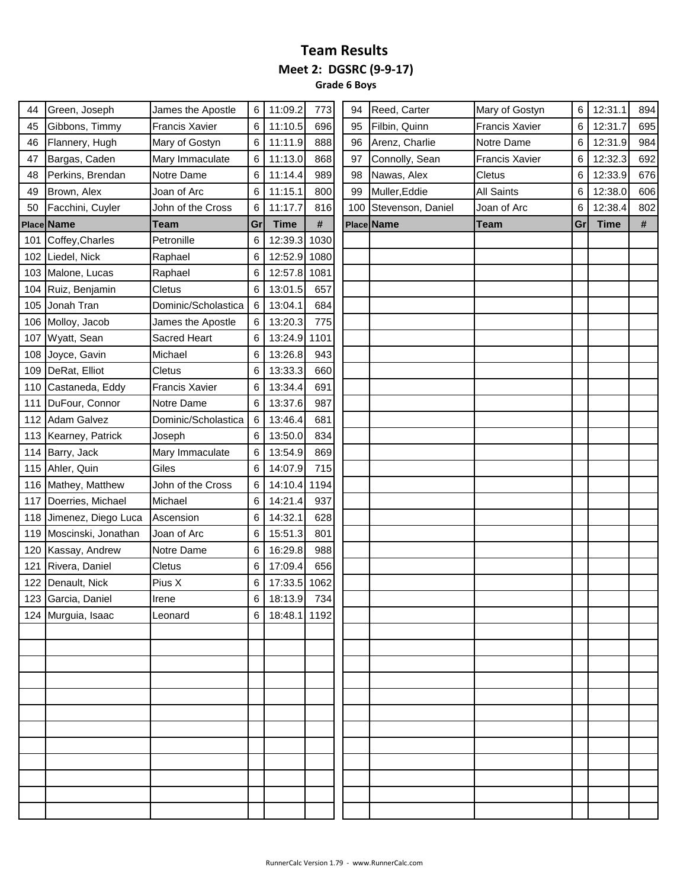# Team Results

## Meet 2: DGSRC (9-9-17)

### Grade 6 Boys

| Place | Name | Team | Gr | Time | # |
|---|---|---|---|---|---|
| 44 | Green, Joseph | James the Apostle | 6 | 11:09.2 | 773 |
| 45 | Gibbons, Timmy | Francis Xavier | 6 | 11:10.5 | 696 |
| 46 | Flannery, Hugh | Mary of Gostyn | 6 | 11:11.9 | 888 |
| 47 | Bargas, Caden | Mary Immaculate | 6 | 11:13.0 | 868 |
| 48 | Perkins, Brendan | Notre Dame | 6 | 11:14.4 | 989 |
| 49 | Brown, Alex | Joan of Arc | 6 | 11:15.1 | 800 |
| 50 | Facchini, Cuyler | John of the Cross | 6 | 11:17.7 | 816 |

| Place | Name | Team | Gr | Time | # |
|---|---|---|---|---|---|
| 94 | Reed, Carter | Mary of Gostyn | 6 | 12:31.1 | 894 |
| 95 | Filbin, Quinn | Francis Xavier | 6 | 12:31.7 | 695 |
| 96 | Arenz, Charlie | Notre Dame | 6 | 12:31.9 | 984 |
| 97 | Connolly, Sean | Francis Xavier | 6 | 12:32.3 | 692 |
| 98 | Nawas, Alex | Cletus | 6 | 12:33.9 | 676 |
| 99 | Muller,Eddie | All Saints | 6 | 12:38.0 | 606 |
| 100 | Stevenson, Daniel | Joan of Arc | 6 | 12:38.4 | 802 |

| Place | Name | Team | Gr | Time | # |
|---|---|---|---|---|---|
| 101 | Coffey,Charles | Petronille | 6 | 12:39.3 | 1030 |
| 102 | Liedel, Nick | Raphael | 6 | 12:52.9 | 1080 |
| 103 | Malone, Lucas | Raphael | 6 | 12:57.8 | 1081 |
| 104 | Ruiz, Benjamin | Cletus | 6 | 13:01.5 | 657 |
| 105 | Jonah Tran | Dominic/Scholastica | 6 | 13:04.1 | 684 |
| 106 | Molloy, Jacob | James the Apostle | 6 | 13:20.3 | 775 |
| 107 | Wyatt, Sean | Sacred Heart | 6 | 13:24.9 | 1101 |
| 108 | Joyce, Gavin | Michael | 6 | 13:26.8 | 943 |
| 109 | DeRat, Elliot | Cletus | 6 | 13:33.3 | 660 |
| 110 | Castaneda, Eddy | Francis Xavier | 6 | 13:34.4 | 691 |
| 111 | DuFour, Connor | Notre Dame | 6 | 13:37.6 | 987 |
| 112 | Adam Galvez | Dominic/Scholastica | 6 | 13:46.4 | 681 |
| 113 | Kearney, Patrick | Joseph | 6 | 13:50.0 | 834 |
| 114 | Barry, Jack | Mary Immaculate | 6 | 13:54.9 | 869 |
| 115 | Ahler, Quin | Giles | 6 | 14:07.9 | 715 |
| 116 | Mathey, Matthew | John of the Cross | 6 | 14:10.4 | 1194 |
| 117 | Doerries, Michael | Michael | 6 | 14:21.4 | 937 |
| 118 | Jimenez, Diego Luca | Ascension | 6 | 14:32.1 | 628 |
| 119 | Moscinski, Jonathan | Joan of Arc | 6 | 15:51.3 | 801 |
| 120 | Kassay, Andrew | Notre Dame | 6 | 16:29.8 | 988 |
| 121 | Rivera, Daniel | Cletus | 6 | 17:09.4 | 656 |
| 122 | Denault, Nick | Pius X | 6 | 17:33.5 | 1062 |
| 123 | Garcia, Daniel | Irene | 6 | 18:13.9 | 734 |
| 124 | Murguia, Isaac | Leonard | 6 | 18:48.1 | 1192 |

RunnerCalc Version 1.79 - www.RunnerCalc.com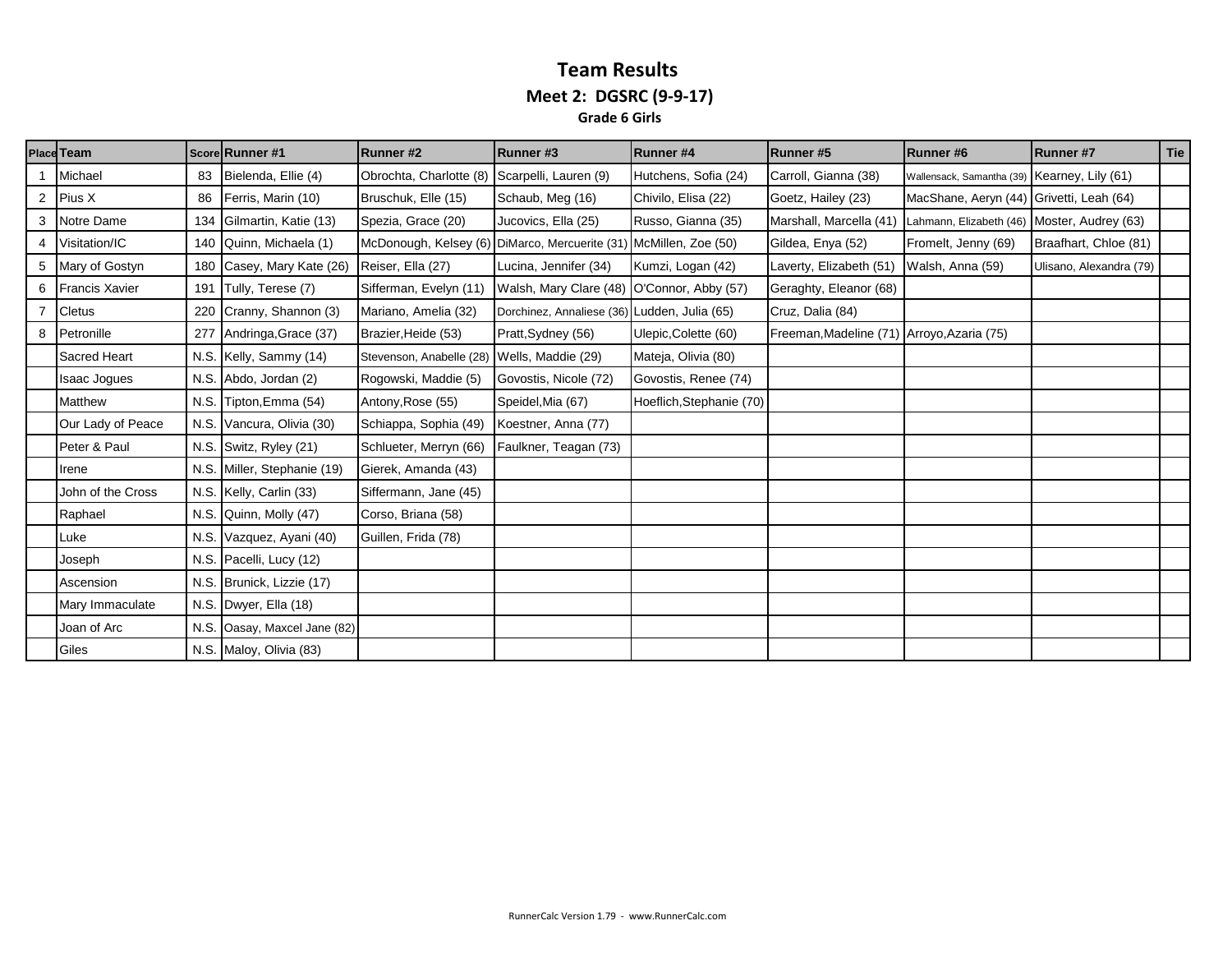# Team Results

## Meet 2: DGSRC (9-9-17)

### Grade 6 Girls

| Place | Team | Score | Runner #1 | Runner #2 | Runner #3 | Runner #4 | Runner #5 | Runner #6 | Runner #7 | Tie |
|---|---|---|---|---|---|---|---|---|---|---|
| 1 | Michael | 83 | Bielenda, Ellie (4) | Obrochta, Charlotte (8) | Scarpelli, Lauren (9) | Hutchens, Sofia (24) | Carroll, Gianna (38) | Wallensack, Samantha (39) | Kearney, Lily (61) | |
| 2 | Pius X | 86 | Ferris, Marin (10) | Bruschuk, Elle (15) | Schaub, Meg (16) | Chivilo, Elisa (22) | Goetz, Hailey (23) | MacShane, Aeryn (44) | Grivetti, Leah (64) | |
| 3 | Notre Dame | 134 | Gilmartin, Katie (13) | Spezia, Grace (20) | Jucovics, Ella (25) | Russo, Gianna (35) | Marshall, Marcella (41) | Lahmann, Elizabeth (46) | Moster, Audrey (63) | |
| 4 | Visitation/IC | 140 | Quinn, Michaela (1) | McDonough, Kelsey (6) | DiMarco, Mercuerite (31) | McMillen, Zoe (50) | Gildea, Enya (52) | Fromelt, Jenny (69) | Braafhart, Chloe (81) | |
| 5 | Mary of Gostyn | 180 | Casey, Mary Kate (26) | Reiser, Ella (27) | Lucina, Jennifer (34) | Kumzi, Logan (42) | Laverty, Elizabeth (51) | Walsh, Anna (59) | Ulisano, Alexandra (79) | |
| 6 | Francis Xavier | 191 | Tully, Terese (7) | Sifferman, Evelyn (11) | Walsh, Mary Clare (48) | O'Connor, Abby (57) | Geraghty, Eleanor (68) | | | |
| 7 | Cletus | 220 | Cranny, Shannon (3) | Mariano, Amelia (32) | Dorchinez, Annaliese (36) | Ludden, Julia (65) | Cruz, Dalia (84) | | | |
| 8 | Petronille | 277 | Andringa,Grace (37) | Brazier,Heide (53) | Pratt,Sydney (56) | Ulepic,Colette (60) | Freeman,Madeline (71) | Arroyo,Azaria (75) | | |
| | Sacred Heart | N.S. | Kelly, Sammy (14) | Stevenson, Anabelle (28) | Wells, Maddie (29) | Mateja, Olivia (80) | | | | |
| | Isaac Jogues | N.S. | Abdo, Jordan (2) | Rogowski, Maddie (5) | Govostis, Nicole (72) | Govostis, Renee (74) | | | | |
| | Matthew | N.S. | Tipton,Emma (54) | Antony,Rose (55) | Speidel,Mia (67) | Hoeflich,Stephanie (70) | | | | |
| | Our Lady of Peace | N.S. | Vancura, Olivia (30) | Schiappa, Sophia (49) | Koestner, Anna (77) | | | | | |
| | Peter & Paul | N.S. | Switz, Ryley (21) | Schlueter, Merryn (66) | Faulkner, Teagan (73) | | | | | |
| | Irene | N.S. | Miller, Stephanie (19) | Gierek, Amanda (43) | | | | | | |
| | John of the Cross | N.S. | Kelly, Carlin (33) | Siffermann, Jane (45) | | | | | | |
| | Raphael | N.S. | Quinn, Molly (47) | Corso, Briana (58) | | | | | | |
| | Luke | N.S. | Vazquez, Ayani (40) | Guillen, Frida (78) | | | | | | |
| | Joseph | N.S. | Pacelli, Lucy (12) | | | | | | | |
| | Ascension | N.S. | Brunick, Lizzie (17) | | | | | | | |
| | Mary Immaculate | N.S. | Dwyer, Ella (18) | | | | | | | |
| | Joan of Arc | N.S. | Oasay, Maxcel Jane (82) | | | | | | | |
| | Giles | N.S. | Maloy, Olivia (83) | | | | | | | |

RunnerCalc Version 1.79 - www.RunnerCalc.com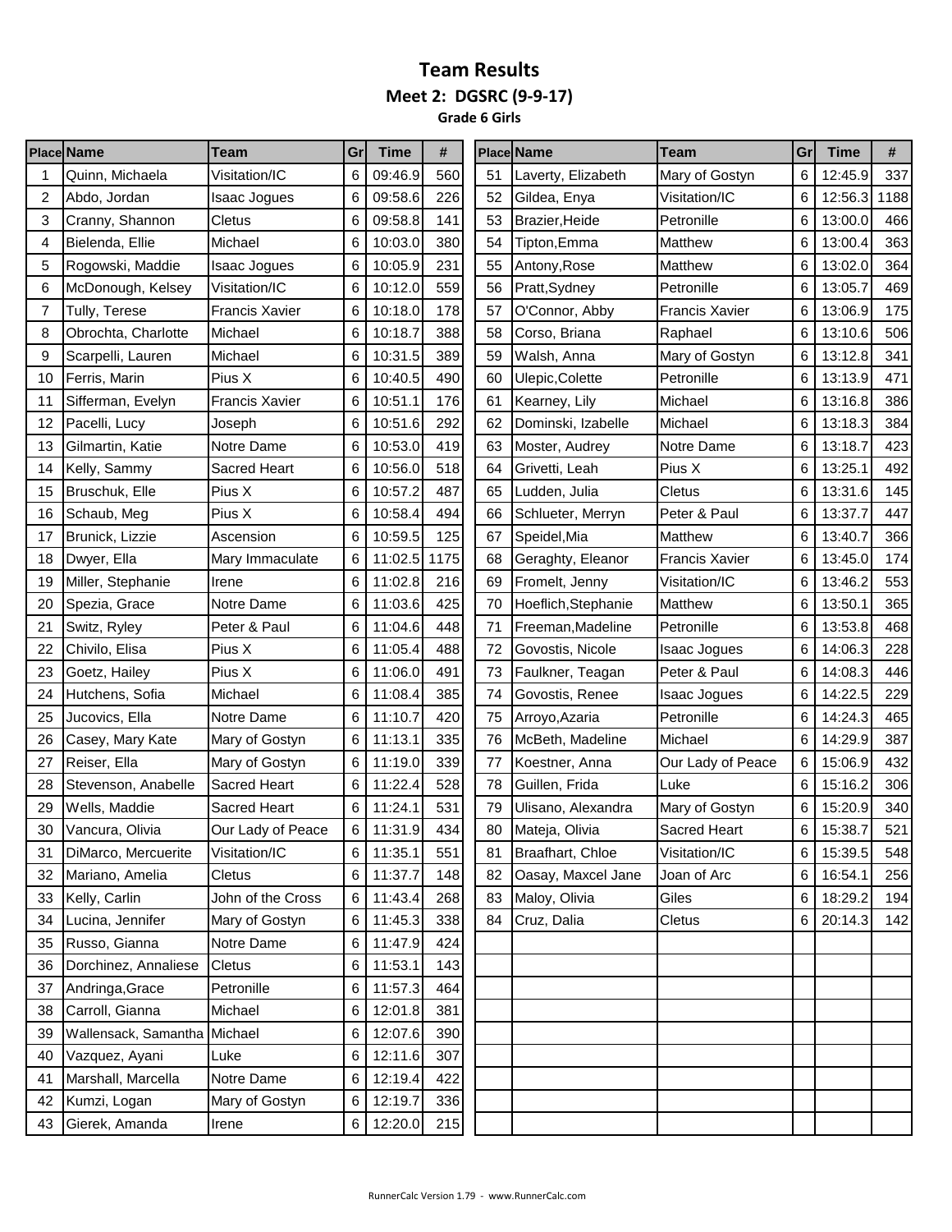# Team Results

## Meet 2: DGSRC (9-9-17)

### Grade 6 Girls

| Place | Name | Team | Gr | Time | # |
|---|---|---|---|---|---|
| 1 | Quinn, Michaela | Visitation/IC | 6 | 09:46.9 | 560 |
| 2 | Abdo, Jordan | Isaac Jogues | 6 | 09:58.6 | 226 |
| 3 | Cranny, Shannon | Cletus | 6 | 09:58.8 | 141 |
| 4 | Bielenda, Ellie | Michael | 6 | 10:03.0 | 380 |
| 5 | Rogowski, Maddie | Isaac Jogues | 6 | 10:05.9 | 231 |
| 6 | McDonough, Kelsey | Visitation/IC | 6 | 10:12.0 | 559 |
| 7 | Tully, Terese | Francis Xavier | 6 | 10:18.0 | 178 |
| 8 | Obrochta, Charlotte | Michael | 6 | 10:18.7 | 388 |
| 9 | Scarpelli, Lauren | Michael | 6 | 10:31.5 | 389 |
| 10 | Ferris, Marin | Pius X | 6 | 10:40.5 | 490 |
| 11 | Sifferman, Evelyn | Francis Xavier | 6 | 10:51.1 | 176 |
| 12 | Pacelli, Lucy | Joseph | 6 | 10:51.6 | 292 |
| 13 | Gilmartin, Katie | Notre Dame | 6 | 10:53.0 | 419 |
| 14 | Kelly, Sammy | Sacred Heart | 6 | 10:56.0 | 518 |
| 15 | Bruschuk, Elle | Pius X | 6 | 10:57.2 | 487 |
| 16 | Schaub, Meg | Pius X | 6 | 10:58.4 | 494 |
| 17 | Brunick, Lizzie | Ascension | 6 | 10:59.5 | 125 |
| 18 | Dwyer, Ella | Mary Immaculate | 6 | 11:02.5 | 1175 |
| 19 | Miller, Stephanie | Irene | 6 | 11:02.8 | 216 |
| 20 | Spezia, Grace | Notre Dame | 6 | 11:03.6 | 425 |
| 21 | Switz, Ryley | Peter & Paul | 6 | 11:04.6 | 448 |
| 22 | Chivilo, Elisa | Pius X | 6 | 11:05.4 | 488 |
| 23 | Goetz, Hailey | Pius X | 6 | 11:06.0 | 491 |
| 24 | Hutchens, Sofia | Michael | 6 | 11:08.4 | 385 |
| 25 | Jucovics, Ella | Notre Dame | 6 | 11:10.7 | 420 |
| 26 | Casey, Mary Kate | Mary of Gostyn | 6 | 11:13.1 | 335 |
| 27 | Reiser, Ella | Mary of Gostyn | 6 | 11:19.0 | 339 |
| 28 | Stevenson, Anabelle | Sacred Heart | 6 | 11:22.4 | 528 |
| 29 | Wells, Maddie | Sacred Heart | 6 | 11:24.1 | 531 |
| 30 | Vancura, Olivia | Our Lady of Peace | 6 | 11:31.9 | 434 |
| 31 | DiMarco, Mercuerite | Visitation/IC | 6 | 11:35.1 | 551 |
| 32 | Mariano, Amelia | Cletus | 6 | 11:37.7 | 148 |
| 33 | Kelly, Carlin | John of the Cross | 6 | 11:43.4 | 268 |
| 34 | Lucina, Jennifer | Mary of Gostyn | 6 | 11:45.3 | 338 |
| 35 | Russo, Gianna | Notre Dame | 6 | 11:47.9 | 424 |
| 36 | Dorchinez, Annaliese | Cletus | 6 | 11:53.1 | 143 |
| 37 | Andringa,Grace | Petronille | 6 | 11:57.3 | 464 |
| 38 | Carroll, Gianna | Michael | 6 | 12:01.8 | 381 |
| 39 | Wallensack, Samantha | Michael | 6 | 12:07.6 | 390 |
| 40 | Vazquez, Ayani | Luke | 6 | 12:11.6 | 307 |
| 41 | Marshall, Marcella | Notre Dame | 6 | 12:19.4 | 422 |
| 42 | Kumzi, Logan | Mary of Gostyn | 6 | 12:19.7 | 336 |
| 43 | Gierek, Amanda | Irene | 6 | 12:20.0 | 215 |
| 51 | Laverty, Elizabeth | Mary of Gostyn | 6 | 12:45.9 | 337 |
| 52 | Gildea, Enya | Visitation/IC | 6 | 12:56.3 | 1188 |
| 53 | Brazier,Heide | Petronille | 6 | 13:00.0 | 466 |
| 54 | Tipton,Emma | Matthew | 6 | 13:00.4 | 363 |
| 55 | Antony,Rose | Matthew | 6 | 13:02.0 | 364 |
| 56 | Pratt,Sydney | Petronille | 6 | 13:05.7 | 469 |
| 57 | O'Connor, Abby | Francis Xavier | 6 | 13:06.9 | 175 |
| 58 | Corso, Briana | Raphael | 6 | 13:10.6 | 506 |
| 59 | Walsh, Anna | Mary of Gostyn | 6 | 13:12.8 | 341 |
| 60 | Ulepic,Colette | Petronille | 6 | 13:13.9 | 471 |
| 61 | Kearney, Lily | Michael | 6 | 13:16.8 | 386 |
| 62 | Dominski, Izabelle | Michael | 6 | 13:18.3 | 384 |
| 63 | Moster, Audrey | Notre Dame | 6 | 13:18.7 | 423 |
| 64 | Grivetti, Leah | Pius X | 6 | 13:25.1 | 492 |
| 65 | Ludden, Julia | Cletus | 6 | 13:31.6 | 145 |
| 66 | Schlueter, Merryn | Peter & Paul | 6 | 13:37.7 | 447 |
| 67 | Speidel,Mia | Matthew | 6 | 13:40.7 | 366 |
| 68 | Geraghty, Eleanor | Francis Xavier | 6 | 13:45.0 | 174 |
| 69 | Fromelt, Jenny | Visitation/IC | 6 | 13:46.2 | 553 |
| 70 | Hoeflich,Stephanie | Matthew | 6 | 13:50.1 | 365 |
| 71 | Freeman,Madeline | Petronille | 6 | 13:53.8 | 468 |
| 72 | Govostis, Nicole | Isaac Jogues | 6 | 14:06.3 | 228 |
| 73 | Faulkner, Teagan | Peter & Paul | 6 | 14:08.3 | 446 |
| 74 | Govostis, Renee | Isaac Jogues | 6 | 14:22.5 | 229 |
| 75 | Arroyo,Azaria | Petronille | 6 | 14:24.3 | 465 |
| 76 | McBeth, Madeline | Michael | 6 | 14:29.9 | 387 |
| 77 | Koestner, Anna | Our Lady of Peace | 6 | 15:06.9 | 432 |
| 78 | Guillen, Frida | Luke | 6 | 15:16.2 | 306 |
| 79 | Ulisano, Alexandra | Mary of Gostyn | 6 | 15:20.9 | 340 |
| 80 | Mateja, Olivia | Sacred Heart | 6 | 15:38.7 | 521 |
| 81 | Braafhart, Chloe | Visitation/IC | 6 | 15:39.5 | 548 |
| 82 | Oasay, Maxcel Jane | Joan of Arc | 6 | 16:54.1 | 256 |
| 83 | Maloy, Olivia | Giles | 6 | 18:29.2 | 194 |
| 84 | Cruz, Dalia | Cletus | 6 | 20:14.3 | 142 |

RunnerCalc Version 1.79 - www.RunnerCalc.com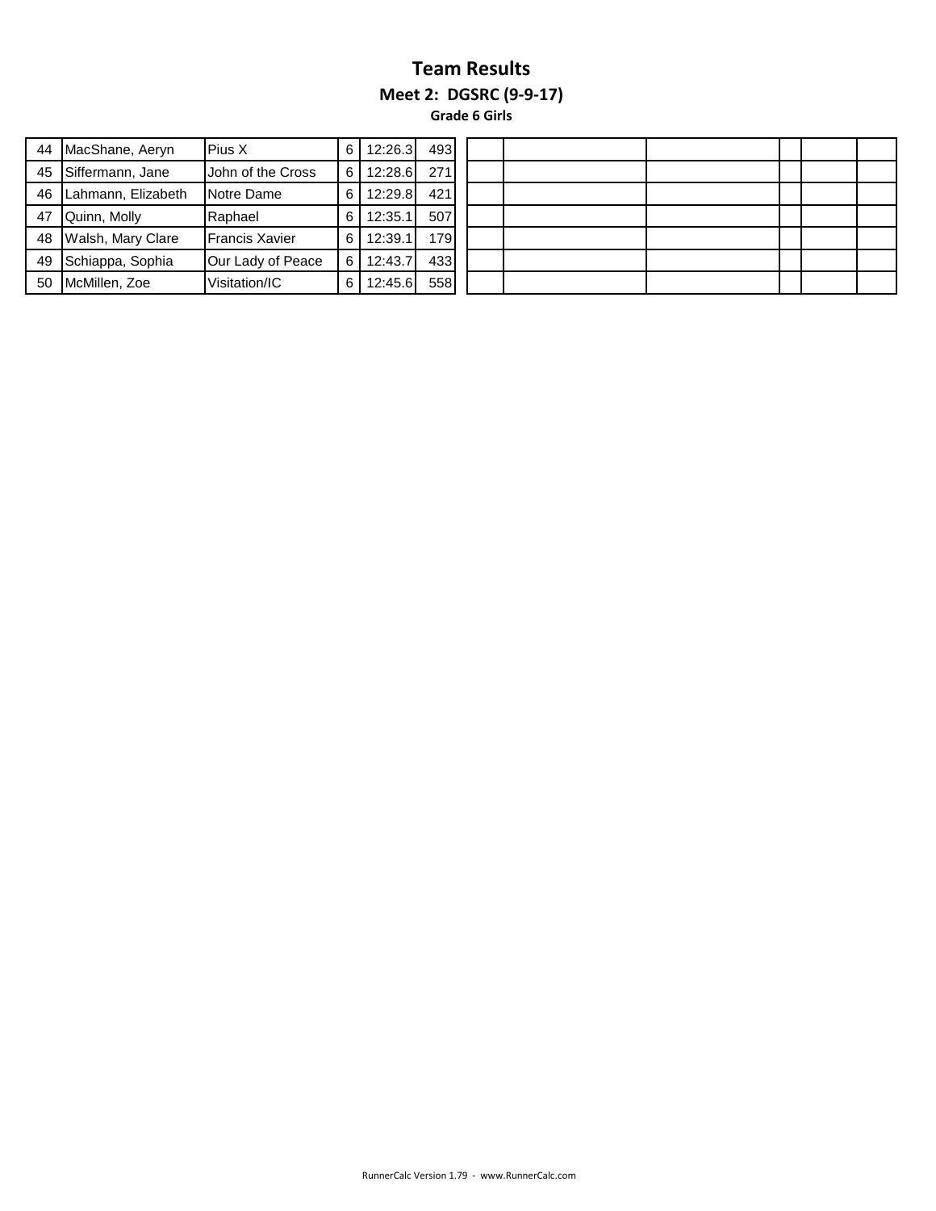# Team Results

### Meet 2: DGSRC (9-9-17)

#### Grade 6 Girls

| | | | | | | | | | | | | |
|---|---|---|---|---|---|---|---|---|---|---|---|---|
| 44 | MacShane, Aeryn | Pius X | 6 | 12:26.3 | 493 | | | | | | | |
| 45 | Siffermann, Jane | John of the Cross | 6 | 12:28.6 | 271 | | | | | | | |
| 46 | Lahmann, Elizabeth | Notre Dame | 6 | 12:29.8 | 421 | | | | | | | |
| 47 | Quinn, Molly | Raphael | 6 | 12:35.1 | 507 | | | | | | | |
| 48 | Walsh, Mary Clare | Francis Xavier | 6 | 12:39.1 | 179 | | | | | | | |
| 49 | Schiappa, Sophia | Our Lady of Peace | 6 | 12:43.7 | 433 | | | | | | | |
| 50 | McMillen, Zoe | Visitation/IC | 6 | 12:45.6 | 558 | | | | | | | |

RunnerCalc Version 1.79 - www.RunnerCalc.com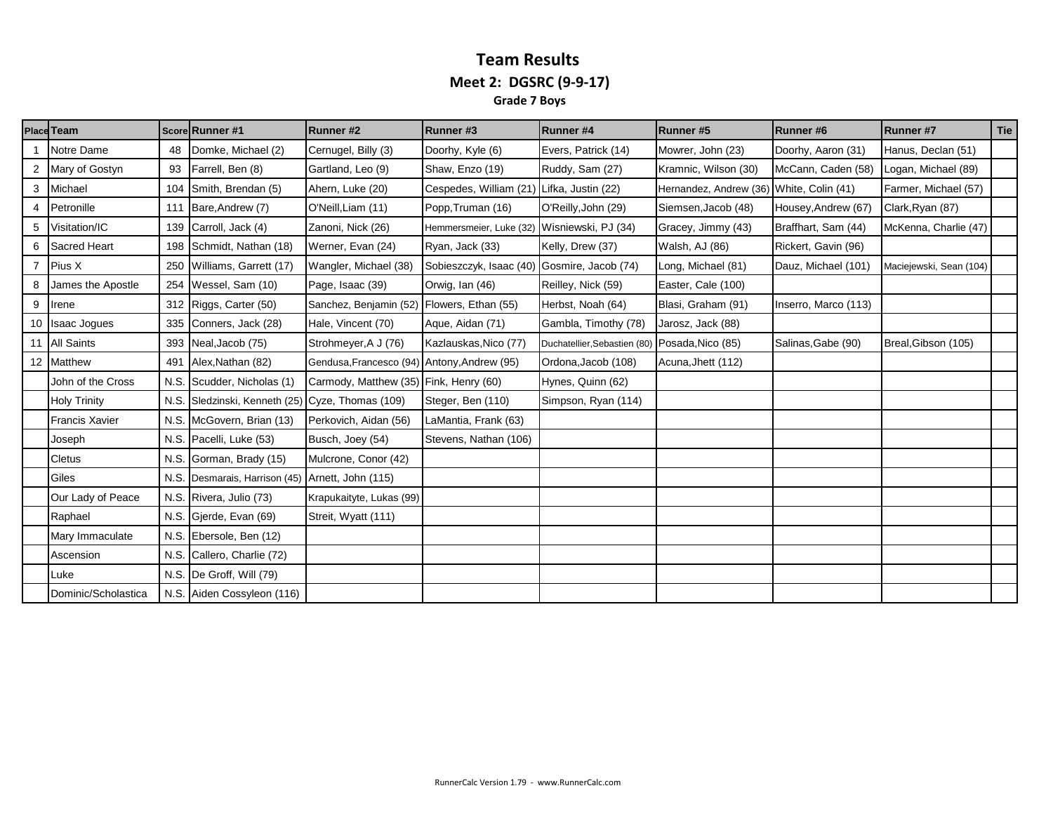# Team Results

## Meet 2: DGSRC (9-9-17)

### Grade 7 Boys

| Place | Team | Score | Runner #1 | Runner #2 | Runner #3 | Runner #4 | Runner #5 | Runner #6 | Runner #7 | Tie |
|---|---|---|---|---|---|---|---|---|---|---|
| 1 | Notre Dame | 48 | Domke, Michael (2) | Cernugel, Billy (3) | Doorhy, Kyle (6) | Evers, Patrick (14) | Mowrer, John (23) | Doorhy, Aaron (31) | Hanus, Declan (51) | |
| 2 | Mary of Gostyn | 93 | Farrell, Ben (8) | Gartland, Leo (9) | Shaw, Enzo (19) | Ruddy, Sam (27) | Kramnic, Wilson (30) | McCann, Caden (58) | Logan, Michael (89) | |
| 3 | Michael | 104 | Smith, Brendan (5) | Ahern, Luke (20) | Cespedes, William (21) | Lifka, Justin (22) | Hernandez, Andrew (36) | White, Colin (41) | Farmer, Michael (57) | |
| 4 | Petronille | 111 | Bare,Andrew (7) | O'Neill,Liam (11) | Popp,Truman (16) | O'Reilly,John (29) | Siemsen,Jacob (48) | Housey,Andrew (67) | Clark,Ryan (87) | |
| 5 | Visitation/IC | 139 | Carroll, Jack (4) | Zanoni, Nick (26) | Hemmersmeier, Luke (32) | Wisniewski, PJ (34) | Gracey, Jimmy (43) | Braffhart, Sam (44) | McKenna, Charlie (47) | |
| 6 | Sacred Heart | 198 | Schmidt, Nathan (18) | Werner, Evan (24) | Ryan, Jack (33) | Kelly, Drew (37) | Walsh, AJ (86) | Rickert, Gavin (96) | | |
| 7 | Pius X | 250 | Williams, Garrett (17) | Wangler, Michael (38) | Sobieszczyk, Isaac (40) | Gosmire, Jacob (74) | Long, Michael (81) | Dauz, Michael (101) | Maciejewski, Sean (104) | |
| 8 | James the Apostle | 254 | Wessel, Sam (10) | Page, Isaac (39) | Orwig, Ian (46) | Reilley, Nick (59) | Easter, Cale (100) | | | |
| 9 | Irene | 312 | Riggs, Carter (50) | Sanchez, Benjamin (52) | Flowers, Ethan (55) | Herbst, Noah (64) | Blasi, Graham (91) | Inserro, Marco (113) | | |
| 10 | Isaac Jogues | 335 | Conners, Jack (28) | Hale, Vincent (70) | Aque, Aidan (71) | Gambla, Timothy (78) | Jarosz, Jack (88) | | | |
| 11 | All Saints | 393 | Neal,Jacob (75) | Strohmeyer,A J (76) | Kazlauskas,Nico (77) | Duchatellier,Sebastien (80) | Posada,Nico (85) | Salinas,Gabe (90) | Breal,Gibson (105) | |
| 12 | Matthew | 491 | Alex,Nathan (82) | Gendusa,Francesco (94) | Antony,Andrew (95) | Ordona,Jacob (108) | Acuna,Jhett (112) | | | |
| | John of the Cross | N.S. | Scudder, Nicholas (1) | Carmody, Matthew (35) | Fink, Henry (60) | Hynes, Quinn (62) | | | | |
| | Holy Trinity | N.S. | Sledzinski, Kenneth (25) | Cyze, Thomas (109) | Steger, Ben (110) | Simpson, Ryan (114) | | | | |
| | Francis Xavier | N.S. | McGovern, Brian (13) | Perkovich, Aidan (56) | LaMantia, Frank (63) | | | | | |
| | Joseph | N.S. | Pacelli, Luke (53) | Busch, Joey (54) | Stevens, Nathan (106) | | | | | |
| | Cletus | N.S. | Gorman, Brady (15) | Mulcrone, Conor (42) | | | | | | |
| | Giles | N.S. | Desmarais, Harrison (45) | Arnett, John (115) | | | | | | |
| | Our Lady of Peace | N.S. | Rivera, Julio (73) | Krapukaityte, Lukas (99) | | | | | | |
| | Raphael | N.S. | Gjerde, Evan (69) | Streit, Wyatt (111) | | | | | | |
| | Mary Immaculate | N.S. | Ebersole, Ben (12) | | | | | | | |
| | Ascension | N.S. | Callero, Charlie (72) | | | | | | | |
| | Luke | N.S. | De Groff, Will (79) | | | | | | | |
| | Dominic/Scholastica | N.S. | Aiden Cossyleon (116) | | | | | | | |

RunnerCalc Version 1.79 - www.RunnerCalc.com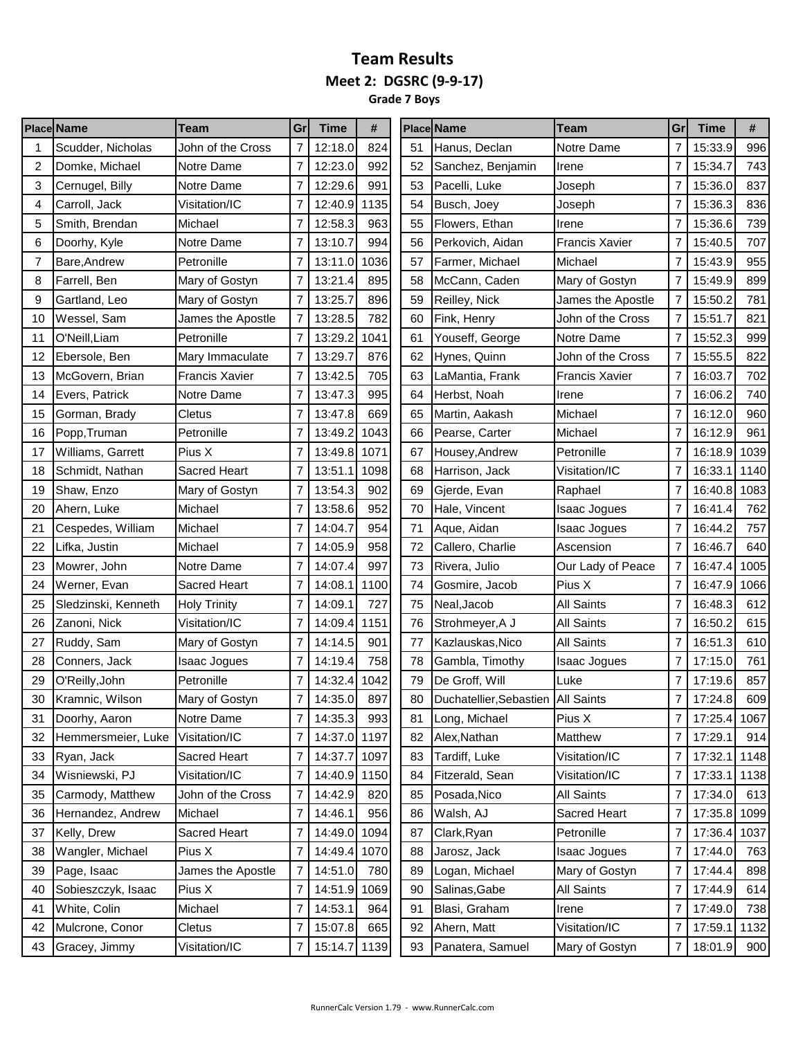# Team Results

## Meet 2: DGSRC (9-9-17)

### Grade 7 Boys

| Place | Name | Team | Gr | Time | # |
|---|---|---|---|---|---|
| 1 | Scudder, Nicholas | John of the Cross | 7 | 12:18.0 | 824 |
| 2 | Domke, Michael | Notre Dame | 7 | 12:23.0 | 992 |
| 3 | Cernugel, Billy | Notre Dame | 7 | 12:29.6 | 991 |
| 4 | Carroll, Jack | Visitation/IC | 7 | 12:40.9 | 1135 |
| 5 | Smith, Brendan | Michael | 7 | 12:58.3 | 963 |
| 6 | Doorhy, Kyle | Notre Dame | 7 | 13:10.7 | 994 |
| 7 | Bare,Andrew | Petronille | 7 | 13:11.0 | 1036 |
| 8 | Farrell, Ben | Mary of Gostyn | 7 | 13:21.4 | 895 |
| 9 | Gartland, Leo | Mary of Gostyn | 7 | 13:25.7 | 896 |
| 10 | Wessel, Sam | James the Apostle | 7 | 13:28.5 | 782 |
| 11 | O'Neill,Liam | Petronille | 7 | 13:29.2 | 1041 |
| 12 | Ebersole, Ben | Mary Immaculate | 7 | 13:29.7 | 876 |
| 13 | McGovern, Brian | Francis Xavier | 7 | 13:42.5 | 705 |
| 14 | Evers, Patrick | Notre Dame | 7 | 13:47.3 | 995 |
| 15 | Gorman, Brady | Cletus | 7 | 13:47.8 | 669 |
| 16 | Popp,Truman | Petronille | 7 | 13:49.2 | 1043 |
| 17 | Williams, Garrett | Pius X | 7 | 13:49.8 | 1071 |
| 18 | Schmidt, Nathan | Sacred Heart | 7 | 13:51.1 | 1098 |
| 19 | Shaw, Enzo | Mary of Gostyn | 7 | 13:54.3 | 902 |
| 20 | Ahern, Luke | Michael | 7 | 13:58.6 | 952 |
| 21 | Cespedes, William | Michael | 7 | 14:04.7 | 954 |
| 22 | Lifka, Justin | Michael | 7 | 14:05.9 | 958 |
| 23 | Mowrer, John | Notre Dame | 7 | 14:07.4 | 997 |
| 24 | Werner, Evan | Sacred Heart | 7 | 14:08.1 | 1100 |
| 25 | Sledzinski, Kenneth | Holy Trinity | 7 | 14:09.1 | 727 |
| 26 | Zanoni, Nick | Visitation/IC | 7 | 14:09.4 | 1151 |
| 27 | Ruddy, Sam | Mary of Gostyn | 7 | 14:14.5 | 901 |
| 28 | Conners, Jack | Isaac Jogues | 7 | 14:19.4 | 758 |
| 29 | O'Reilly,John | Petronille | 7 | 14:32.4 | 1042 |
| 30 | Kramnic, Wilson | Mary of Gostyn | 7 | 14:35.0 | 897 |
| 31 | Doorhy, Aaron | Notre Dame | 7 | 14:35.3 | 993 |
| 32 | Hemmersmeier, Luke | Visitation/IC | 7 | 14:37.0 | 1197 |
| 33 | Ryan, Jack | Sacred Heart | 7 | 14:37.7 | 1097 |
| 34 | Wisniewski, PJ | Visitation/IC | 7 | 14:40.9 | 1150 |
| 35 | Carmody, Matthew | John of the Cross | 7 | 14:42.9 | 820 |
| 36 | Hernandez, Andrew | Michael | 7 | 14:46.1 | 956 |
| 37 | Kelly, Drew | Sacred Heart | 7 | 14:49.0 | 1094 |
| 38 | Wangler, Michael | Pius X | 7 | 14:49.4 | 1070 |
| 39 | Page, Isaac | James the Apostle | 7 | 14:51.0 | 780 |
| 40 | Sobieszczyk, Isaac | Pius X | 7 | 14:51.9 | 1069 |
| 41 | White, Colin | Michael | 7 | 14:53.1 | 964 |
| 42 | Mulcrone, Conor | Cletus | 7 | 15:07.8 | 665 |
| 43 | Gracey, Jimmy | Visitation/IC | 7 | 15:14.7 | 1139 |
| 51 | Hanus, Declan | Notre Dame | 7 | 15:33.9 | 996 |
| 52 | Sanchez, Benjamin | Irene | 7 | 15:34.7 | 743 |
| 53 | Pacelli, Luke | Joseph | 7 | 15:36.0 | 837 |
| 54 | Busch, Joey | Joseph | 7 | 15:36.3 | 836 |
| 55 | Flowers, Ethan | Irene | 7 | 15:36.6 | 739 |
| 56 | Perkovich, Aidan | Francis Xavier | 7 | 15:40.5 | 707 |
| 57 | Farmer, Michael | Michael | 7 | 15:43.9 | 955 |
| 58 | McCann, Caden | Mary of Gostyn | 7 | 15:49.9 | 899 |
| 59 | Reilley, Nick | James the Apostle | 7 | 15:50.2 | 781 |
| 60 | Fink, Henry | John of the Cross | 7 | 15:51.7 | 821 |
| 61 | Youseff, George | Notre Dame | 7 | 15:52.3 | 999 |
| 62 | Hynes, Quinn | John of the Cross | 7 | 15:55.5 | 822 |
| 63 | LaMantia, Frank | Francis Xavier | 7 | 16:03.7 | 702 |
| 64 | Herbst, Noah | Irene | 7 | 16:06.2 | 740 |
| 65 | Martin, Aakash | Michael | 7 | 16:12.0 | 960 |
| 66 | Pearse, Carter | Michael | 7 | 16:12.9 | 961 |
| 67 | Housey,Andrew | Petronille | 7 | 16:18.9 | 1039 |
| 68 | Harrison, Jack | Visitation/IC | 7 | 16:33.1 | 1140 |
| 69 | Gjerde, Evan | Raphael | 7 | 16:40.8 | 1083 |
| 70 | Hale, Vincent | Isaac Jogues | 7 | 16:41.4 | 762 |
| 71 | Aque, Aidan | Isaac Jogues | 7 | 16:44.2 | 757 |
| 72 | Callero, Charlie | Ascension | 7 | 16:46.7 | 640 |
| 73 | Rivera, Julio | Our Lady of Peace | 7 | 16:47.4 | 1005 |
| 74 | Gosmire, Jacob | Pius X | 7 | 16:47.9 | 1066 |
| 75 | Neal,Jacob | All Saints | 7 | 16:48.3 | 612 |
| 76 | Strohmeyer,A J | All Saints | 7 | 16:50.2 | 615 |
| 77 | Kazlauskas,Nico | All Saints | 7 | 16:51.3 | 610 |
| 78 | Gambla, Timothy | Isaac Jogues | 7 | 17:15.0 | 761 |
| 79 | De Groff, Will | Luke | 7 | 17:19.6 | 857 |
| 80 | Duchatellier,Sebastien | All Saints | 7 | 17:24.8 | 609 |
| 81 | Long, Michael | Pius X | 7 | 17:25.4 | 1067 |
| 82 | Alex,Nathan | Matthew | 7 | 17:29.1 | 914 |
| 83 | Tardiff, Luke | Visitation/IC | 7 | 17:32.1 | 1148 |
| 84 | Fitzerald, Sean | Visitation/IC | 7 | 17:33.1 | 1138 |
| 85 | Posada,Nico | All Saints | 7 | 17:34.0 | 613 |
| 86 | Walsh, AJ | Sacred Heart | 7 | 17:35.8 | 1099 |
| 87 | Clark,Ryan | Petronille | 7 | 17:36.4 | 1037 |
| 88 | Jarosz, Jack | Isaac Jogues | 7 | 17:44.0 | 763 |
| 89 | Logan, Michael | Mary of Gostyn | 7 | 17:44.4 | 898 |
| 90 | Salinas,Gabe | All Saints | 7 | 17:44.9 | 614 |
| 91 | Blasi, Graham | Irene | 7 | 17:49.0 | 738 |
| 92 | Ahern, Matt | Visitation/IC | 7 | 17:59.1 | 1132 |
| 93 | Panatera, Samuel | Mary of Gostyn | 7 | 18:01.9 | 900 |

RunnerCalc Version 1.79 - www.RunnerCalc.com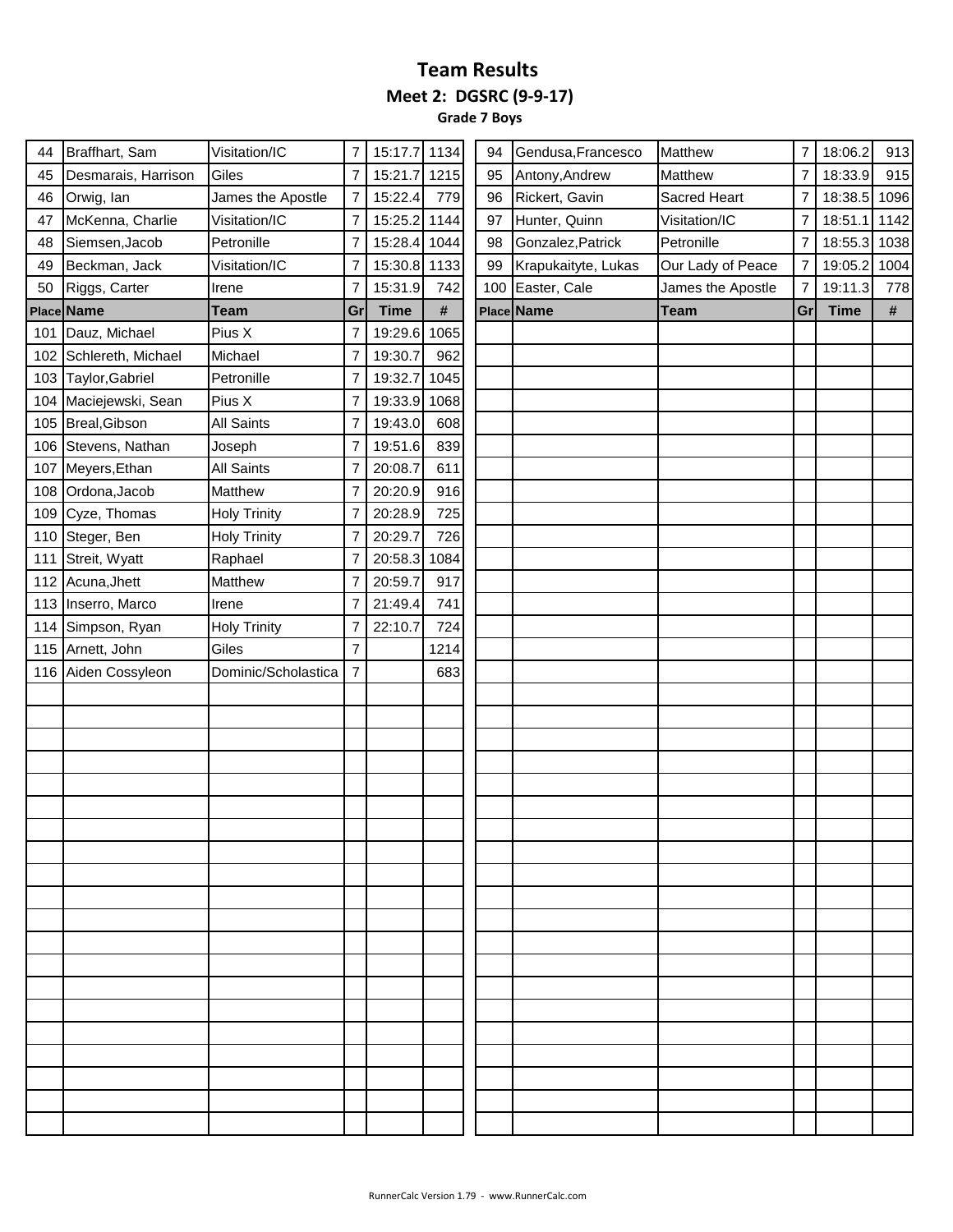# Team Results

## Meet 2: DGSRC (9-9-17)

### Grade 7 Boys

| Place | Name | Team | Gr | Time | # |
|---|---|---|---|---|---|
| 44 | Braffhart, Sam | Visitation/IC | 7 | 15:17.7 | 1134 |
| 45 | Desmarais, Harrison | Giles | 7 | 15:21.7 | 1215 |
| 46 | Orwig, Ian | James the Apostle | 7 | 15:22.4 | 779 |
| 47 | McKenna, Charlie | Visitation/IC | 7 | 15:25.2 | 1144 |
| 48 | Siemsen,Jacob | Petronille | 7 | 15:28.4 | 1044 |
| 49 | Beckman, Jack | Visitation/IC | 7 | 15:30.8 | 1133 |
| 50 | Riggs, Carter | Irene | 7 | 15:31.9 | 742 |
| 94 | Gendusa,Francesco | Matthew | 7 | 18:06.2 | 913 |
| 95 | Antony,Andrew | Matthew | 7 | 18:33.9 | 915 |
| 96 | Rickert, Gavin | Sacred Heart | 7 | 18:38.5 | 1096 |
| 97 | Hunter, Quinn | Visitation/IC | 7 | 18:51.1 | 1142 |
| 98 | Gonzalez,Patrick | Petronille | 7 | 18:55.3 | 1038 |
| 99 | Krapukaityte, Lukas | Our Lady of Peace | 7 | 19:05.2 | 1004 |
| 100 | Easter, Cale | James the Apostle | 7 | 19:11.3 | 778 |
| 101 | Dauz, Michael | Pius X | 7 | 19:29.6 | 1065 |
| 102 | Schlereth, Michael | Michael | 7 | 19:30.7 | 962 |
| 103 | Taylor,Gabriel | Petronille | 7 | 19:32.7 | 1045 |
| 104 | Maciejewski, Sean | Pius X | 7 | 19:33.9 | 1068 |
| 105 | Breal,Gibson | All Saints | 7 | 19:43.0 | 608 |
| 106 | Stevens, Nathan | Joseph | 7 | 19:51.6 | 839 |
| 107 | Meyers,Ethan | All Saints | 7 | 20:08.7 | 611 |
| 108 | Ordona,Jacob | Matthew | 7 | 20:20.9 | 916 |
| 109 | Cyze, Thomas | Holy Trinity | 7 | 20:28.9 | 725 |
| 110 | Steger, Ben | Holy Trinity | 7 | 20:29.7 | 726 |
| 111 | Streit, Wyatt | Raphael | 7 | 20:58.3 | 1084 |
| 112 | Acuna,Jhett | Matthew | 7 | 20:59.7 | 917 |
| 113 | Inserro, Marco | Irene | 7 | 21:49.4 | 741 |
| 114 | Simpson, Ryan | Holy Trinity | 7 | 22:10.7 | 724 |
| 115 | Arnett, John | Giles | 7 | | 1214 |
| 116 | Aiden Cossyleon | Dominic/Scholastica | 7 | | 683 |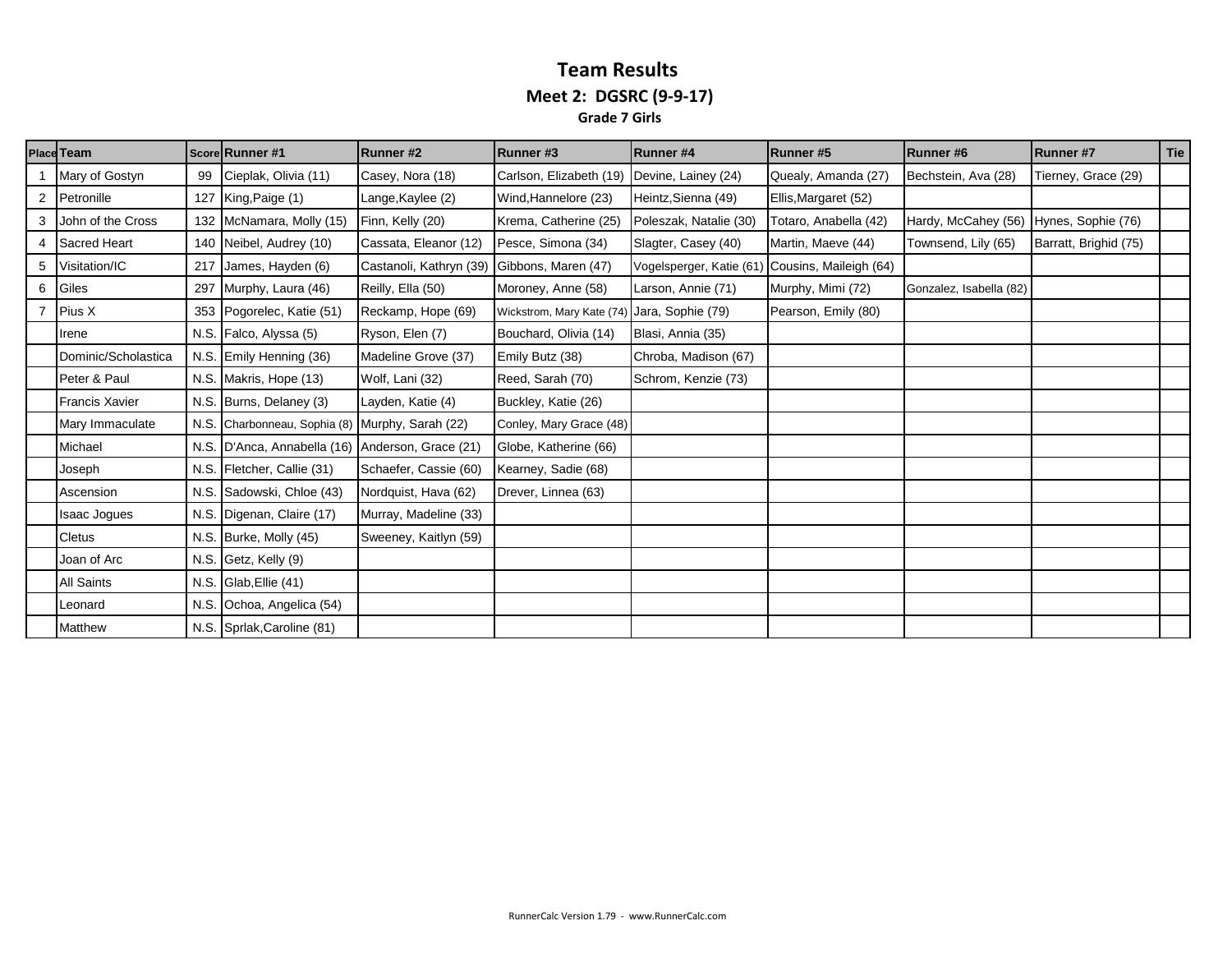# Team Results

## Meet 2: DGSRC (9-9-17)

### Grade 7 Girls

| Place | Team | Score | Runner #1 | Runner #2 | Runner #3 | Runner #4 | Runner #5 | Runner #6 | Runner #7 | Tie |
|---|---|---|---|---|---|---|---|---|---|---|
| 1 | Mary of Gostyn | 99 | Cieplak, Olivia (11) | Casey, Nora (18) | Carlson, Elizabeth (19) | Devine, Lainey (24) | Quealy, Amanda (27) | Bechstein, Ava (28) | Tierney, Grace (29) | |
| 2 | Petronille | 127 | King,Paige (1) | Lange,Kaylee (2) | Wind,Hannelore (23) | Heintz,Sienna (49) | Ellis,Margaret (52) | | | |
| 3 | John of the Cross | 132 | McNamara, Molly (15) | Finn, Kelly (20) | Krema, Catherine (25) | Poleszak, Natalie (30) | Totaro, Anabella (42) | Hardy, McCahey (56) | Hynes, Sophie (76) | |
| 4 | Sacred Heart | 140 | Neibel, Audrey (10) | Cassata, Eleanor (12) | Pesce, Simona (34) | Slagter, Casey (40) | Martin, Maeve (44) | Townsend, Lily (65) | Barratt, Brighid (75) | |
| 5 | Visitation/IC | 217 | James, Hayden (6) | Castanoli, Kathryn (39) | Gibbons, Maren (47) | Vogelsperger, Katie (61) | Cousins, Maileigh (64) | | | |
| 6 | Giles | 297 | Murphy, Laura (46) | Reilly, Ella (50) | Moroney, Anne (58) | Larson, Annie (71) | Murphy, Mimi (72) | Gonzalez, Isabella (82) | | |
| 7 | Pius X | 353 | Pogorelec, Katie (51) | Reckamp, Hope (69) | Wickstrom, Mary Kate (74) | Jara, Sophie (79) | Pearson, Emily (80) | | | |
| | Irene | N.S. | Falco, Alyssa (5) | Ryson, Elen (7) | Bouchard, Olivia (14) | Blasi, Annia (35) | | | | |
| | Dominic/Scholastica | N.S. | Emily Henning (36) | Madeline Grove (37) | Emily Butz (38) | Chroba, Madison (67) | | | | |
| | Peter & Paul | N.S. | Makris, Hope (13) | Wolf, Lani (32) | Reed, Sarah (70) | Schrom, Kenzie (73) | | | | |
| | Francis Xavier | N.S. | Burns, Delaney (3) | Layden, Katie (4) | Buckley, Katie (26) | | | | | |
| | Mary Immaculate | N.S. | Charbonneau, Sophia (8) | Murphy, Sarah (22) | Conley, Mary Grace (48) | | | | | |
| | Michael | N.S. | D'Anca, Annabella (16) | Anderson, Grace (21) | Globe, Katherine (66) | | | | | |
| | Joseph | N.S. | Fletcher, Callie (31) | Schaefer, Cassie (60) | Kearney, Sadie (68) | | | | | |
| | Ascension | N.S. | Sadowski, Chloe (43) | Nordquist, Hava (62) | Drever, Linnea (63) | | | | | |
| | Isaac Jogues | N.S. | Digenan, Claire (17) | Murray, Madeline (33) | | | | | | |
| | Cletus | N.S. | Burke, Molly (45) | Sweeney, Kaitlyn (59) | | | | | | |
| | Joan of Arc | N.S. | Getz, Kelly (9) | | | | | | | |
| | All Saints | N.S. | Glab,Ellie (41) | | | | | | | |
| | Leonard | N.S. | Ochoa, Angelica (54) | | | | | | | |
| | Matthew | N.S. | Sprlak,Caroline (81) | | | | | | | |

RunnerCalc Version 1.79 - www.RunnerCalc.com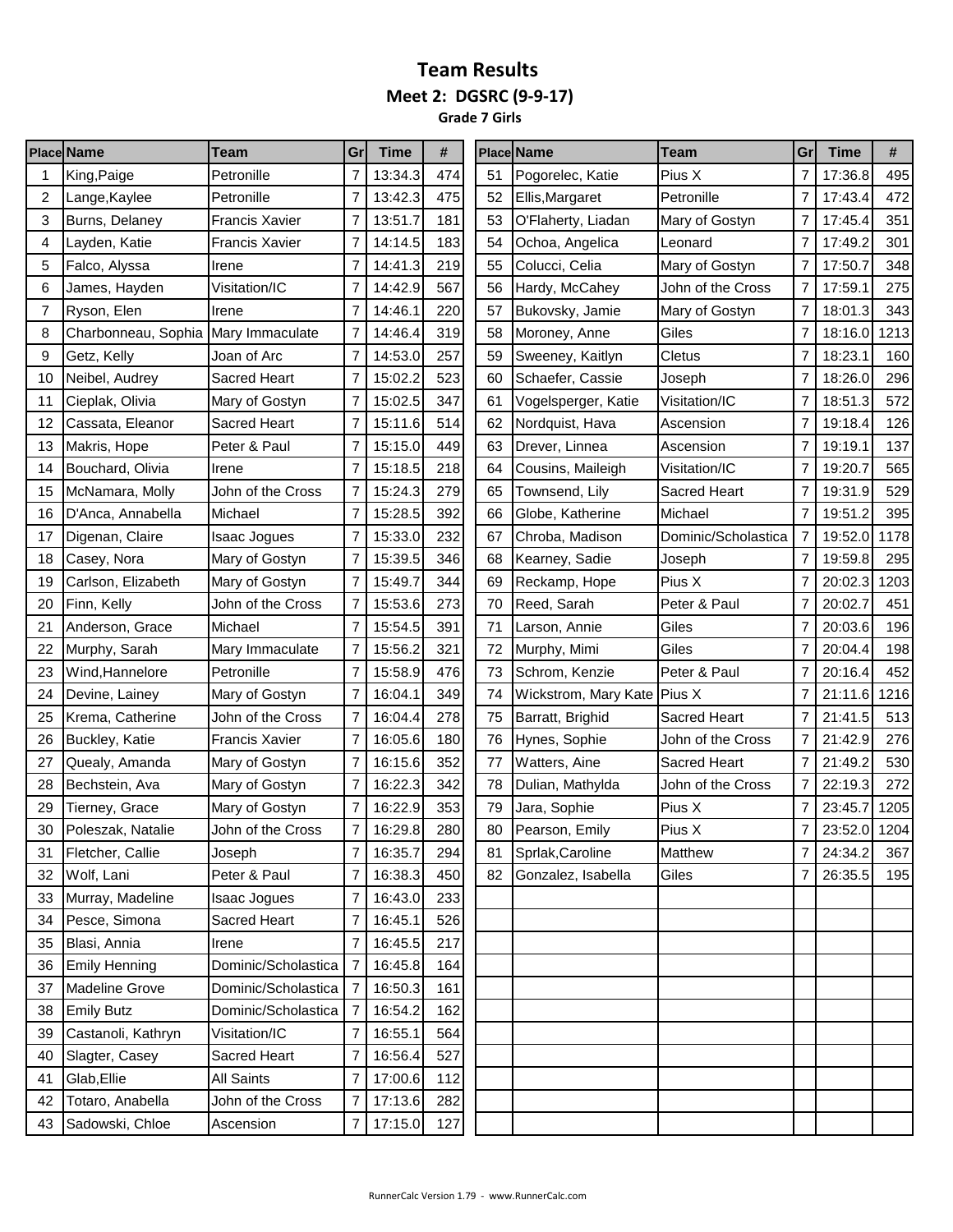# Team Results

## Meet 2: DGSRC (9-9-17)

### Grade 7 Girls

| Place | Name | Team | Gr | Time | # |
|---|---|---|---|---|---|
| 1 | King,Paige | Petronille | 7 | 13:34.3 | 474 |
| 2 | Lange,Kaylee | Petronille | 7 | 13:42.3 | 475 |
| 3 | Burns, Delaney | Francis Xavier | 7 | 13:51.7 | 181 |
| 4 | Layden, Katie | Francis Xavier | 7 | 14:14.5 | 183 |
| 5 | Falco, Alyssa | Irene | 7 | 14:41.3 | 219 |
| 6 | James, Hayden | Visitation/IC | 7 | 14:42.9 | 567 |
| 7 | Ryson, Elen | Irene | 7 | 14:46.1 | 220 |
| 8 | Charbonneau, Sophia | Mary Immaculate | 7 | 14:46.4 | 319 |
| 9 | Getz, Kelly | Joan of Arc | 7 | 14:53.0 | 257 |
| 10 | Neibel, Audrey | Sacred Heart | 7 | 15:02.2 | 523 |
| 11 | Cieplak, Olivia | Mary of Gostyn | 7 | 15:02.5 | 347 |
| 12 | Cassata, Eleanor | Sacred Heart | 7 | 15:11.6 | 514 |
| 13 | Makris, Hope | Peter & Paul | 7 | 15:15.0 | 449 |
| 14 | Bouchard, Olivia | Irene | 7 | 15:18.5 | 218 |
| 15 | McNamara, Molly | John of the Cross | 7 | 15:24.3 | 279 |
| 16 | D'Anca, Annabella | Michael | 7 | 15:28.5 | 392 |
| 17 | Digenan, Claire | Isaac Jogues | 7 | 15:33.0 | 232 |
| 18 | Casey, Nora | Mary of Gostyn | 7 | 15:39.5 | 346 |
| 19 | Carlson, Elizabeth | Mary of Gostyn | 7 | 15:49.7 | 344 |
| 20 | Finn, Kelly | John of the Cross | 7 | 15:53.6 | 273 |
| 21 | Anderson, Grace | Michael | 7 | 15:54.5 | 391 |
| 22 | Murphy, Sarah | Mary Immaculate | 7 | 15:56.2 | 321 |
| 23 | Wind,Hannelore | Petronille | 7 | 15:58.9 | 476 |
| 24 | Devine, Lainey | Mary of Gostyn | 7 | 16:04.1 | 349 |
| 25 | Krema, Catherine | John of the Cross | 7 | 16:04.4 | 278 |
| 26 | Buckley, Katie | Francis Xavier | 7 | 16:05.6 | 180 |
| 27 | Quealy, Amanda | Mary of Gostyn | 7 | 16:15.6 | 352 |
| 28 | Bechstein, Ava | Mary of Gostyn | 7 | 16:22.3 | 342 |
| 29 | Tierney, Grace | Mary of Gostyn | 7 | 16:22.9 | 353 |
| 30 | Poleszak, Natalie | John of the Cross | 7 | 16:29.8 | 280 |
| 31 | Fletcher, Callie | Joseph | 7 | 16:35.7 | 294 |
| 32 | Wolf, Lani | Peter & Paul | 7 | 16:38.3 | 450 |
| 33 | Murray, Madeline | Isaac Jogues | 7 | 16:43.0 | 233 |
| 34 | Pesce, Simona | Sacred Heart | 7 | 16:45.1 | 526 |
| 35 | Blasi, Annia | Irene | 7 | 16:45.5 | 217 |
| 36 | Emily Henning | Dominic/Scholastica | 7 | 16:45.8 | 164 |
| 37 | Madeline Grove | Dominic/Scholastica | 7 | 16:50.3 | 161 |
| 38 | Emily Butz | Dominic/Scholastica | 7 | 16:54.2 | 162 |
| 39 | Castanoli, Kathryn | Visitation/IC | 7 | 16:55.1 | 564 |
| 40 | Slagter, Casey | Sacred Heart | 7 | 16:56.4 | 527 |
| 41 | Glab,Ellie | All Saints | 7 | 17:00.6 | 112 |
| 42 | Totaro, Anabella | John of the Cross | 7 | 17:13.6 | 282 |
| 43 | Sadowski, Chloe | Ascension | 7 | 17:15.0 | 127 |
| 51 | Pogorelec, Katie | Pius X | 7 | 17:36.8 | 495 |
| 52 | Ellis,Margaret | Petronille | 7 | 17:43.4 | 472 |
| 53 | O'Flaherty, Liadan | Mary of Gostyn | 7 | 17:45.4 | 351 |
| 54 | Ochoa, Angelica | Leonard | 7 | 17:49.2 | 301 |
| 55 | Colucci, Celia | Mary of Gostyn | 7 | 17:50.7 | 348 |
| 56 | Hardy, McCahey | John of the Cross | 7 | 17:59.1 | 275 |
| 57 | Bukovsky, Jamie | Mary of Gostyn | 7 | 18:01.3 | 343 |
| 58 | Moroney, Anne | Giles | 7 | 18:16.0 | 1213 |
| 59 | Sweeney, Kaitlyn | Cletus | 7 | 18:23.1 | 160 |
| 60 | Schaefer, Cassie | Joseph | 7 | 18:26.0 | 296 |
| 61 | Vogelsperger, Katie | Visitation/IC | 7 | 18:51.3 | 572 |
| 62 | Nordquist, Hava | Ascension | 7 | 19:18.4 | 126 |
| 63 | Drever, Linnea | Ascension | 7 | 19:19.1 | 137 |
| 64 | Cousins, Maileigh | Visitation/IC | 7 | 19:20.7 | 565 |
| 65 | Townsend, Lily | Sacred Heart | 7 | 19:31.9 | 529 |
| 66 | Globe, Katherine | Michael | 7 | 19:51.2 | 395 |
| 67 | Chroba, Madison | Dominic/Scholastica | 7 | 19:52.0 | 1178 |
| 68 | Kearney, Sadie | Joseph | 7 | 19:59.8 | 295 |
| 69 | Reckamp, Hope | Pius X | 7 | 20:02.3 | 1203 |
| 70 | Reed, Sarah | Peter & Paul | 7 | 20:02.7 | 451 |
| 71 | Larson, Annie | Giles | 7 | 20:03.6 | 196 |
| 72 | Murphy, Mimi | Giles | 7 | 20:04.4 | 198 |
| 73 | Schrom, Kenzie | Peter & Paul | 7 | 20:16.4 | 452 |
| 74 | Wickstrom, Mary Kate | Pius X | 7 | 21:11.6 | 1216 |
| 75 | Barratt, Brighid | Sacred Heart | 7 | 21:41.5 | 513 |
| 76 | Hynes, Sophie | John of the Cross | 7 | 21:42.9 | 276 |
| 77 | Watters, Aine | Sacred Heart | 7 | 21:49.2 | 530 |
| 78 | Dulian, Mathylda | John of the Cross | 7 | 22:19.3 | 272 |
| 79 | Jara, Sophie | Pius X | 7 | 23:45.7 | 1205 |
| 80 | Pearson, Emily | Pius X | 7 | 23:52.0 | 1204 |
| 81 | Sprlak,Caroline | Matthew | 7 | 24:34.2 | 367 |
| 82 | Gonzalez, Isabella | Giles | 7 | 26:35.5 | 195 |

RunnerCalc Version 1.79 - www.RunnerCalc.com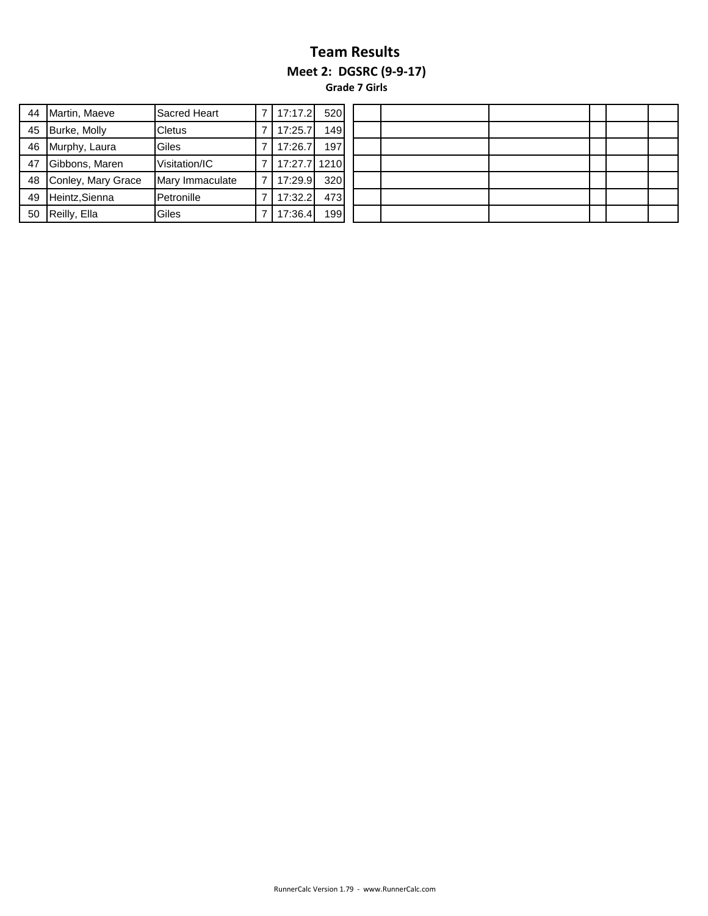# Team Results

## Meet 2: DGSRC (9-9-17)

### Grade 7 Girls

| | | | | | | | | | | | | |
|---|---|---|---|---|---|---|---|---|---|---|---|---|
| 44 | Martin, Maeve | Sacred Heart | 7 | 17:17.2 | 520 | | | | | | | |
| 45 | Burke, Molly | Cletus | 7 | 17:25.7 | 149 | | | | | | | |
| 46 | Murphy, Laura | Giles | 7 | 17:26.7 | 197 | | | | | | | |
| 47 | Gibbons, Maren | Visitation/IC | 7 | 17:27.7 | 1210 | | | | | | | |
| 48 | Conley, Mary Grace | Mary Immaculate | 7 | 17:29.9 | 320 | | | | | | | |
| 49 | Heintz,Sienna | Petronille | 7 | 17:32.2 | 473 | | | | | | | |
| 50 | Reilly, Ella | Giles | 7 | 17:36.4 | 199 | | | | | | | |

RunnerCalc Version 1.79 - www.RunnerCalc.com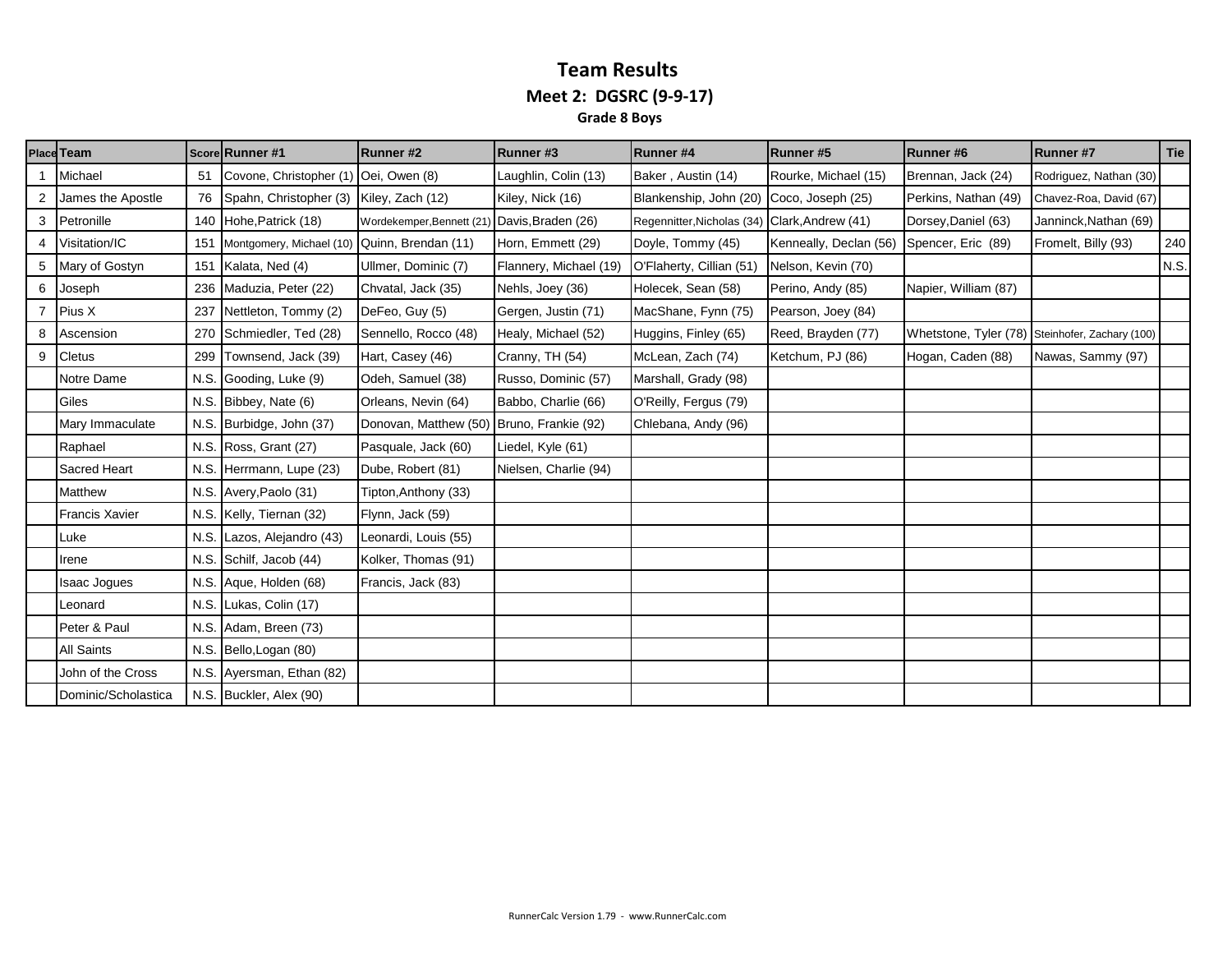# Team Results

## Meet 2: DGSRC (9-9-17)

### Grade 8 Boys

| Place | Team | Score | Runner #1 | Runner #2 | Runner #3 | Runner #4 | Runner #5 | Runner #6 | Runner #7 | Tie |
|---|---|---|---|---|---|---|---|---|---|---|
| 1 | Michael | 51 | Covone, Christopher (1) | Oei, Owen (8) | Laughlin, Colin (13) | Baker , Austin (14) | Rourke, Michael (15) | Brennan, Jack (24) | Rodriguez, Nathan (30) | |
| 2 | James the Apostle | 76 | Spahn, Christopher (3) | Kiley, Zach (12) | Kiley, Nick (16) | Blankenship, John (20) | Coco, Joseph (25) | Perkins, Nathan (49) | Chavez-Roa, David (67) | |
| 3 | Petronille | 140 | Hohe,Patrick (18) | Wordekemper,Bennett (21) | Davis,Braden (26) | Regennitter,Nicholas (34) | Clark,Andrew (41) | Dorsey,Daniel (63) | Janninck,Nathan (69) | |
| 4 | Visitation/IC | 151 | Montgomery, Michael (10) | Quinn, Brendan (11) | Horn, Emmett (29) | Doyle, Tommy (45) | Kenneally, Declan (56) | Spencer, Eric (89) | Fromelt, Billy (93) | 240 |
| 5 | Mary of Gostyn | 151 | Kalata, Ned (4) | Ullmer, Dominic (7) | Flannery, Michael (19) | O'Flaherty, Cillian (51) | Nelson, Kevin (70) | | | N.S. |
| 6 | Joseph | 236 | Maduzia, Peter (22) | Chvatal, Jack (35) | Nehls, Joey (36) | Holecek, Sean (58) | Perino, Andy (85) | Napier, William (87) | | |
| 7 | Pius X | 237 | Nettleton, Tommy (2) | DeFeo, Guy (5) | Gergen, Justin (71) | MacShane, Fynn (75) | Pearson, Joey (84) | | | |
| 8 | Ascension | 270 | Schmiedler, Ted (28) | Sennello, Rocco (48) | Healy, Michael (52) | Huggins, Finley (65) | Reed, Brayden (77) | Whetstone, Tyler (78) | Steinhofer, Zachary (100) | |
| 9 | Cletus | 299 | Townsend, Jack (39) | Hart, Casey (46) | Cranny, TH (54) | McLean, Zach (74) | Ketchum, PJ (86) | Hogan, Caden (88) | Nawas, Sammy (97) | |
| | Notre Dame | N.S. | Gooding, Luke (9) | Odeh, Samuel (38) | Russo, Dominic (57) | Marshall, Grady (98) | | | | |
| | Giles | N.S. | Bibbey, Nate (6) | Orleans, Nevin (64) | Babbo, Charlie (66) | O'Reilly, Fergus (79) | | | | |
| | Mary Immaculate | N.S. | Burbidge, John (37) | Donovan, Matthew (50) | Bruno, Frankie (92) | Chlebana, Andy (96) | | | | |
| | Raphael | N.S. | Ross, Grant (27) | Pasquale, Jack (60) | Liedel, Kyle (61) | | | | | |
| | Sacred Heart | N.S. | Herrmann, Lupe (23) | Dube, Robert (81) | Nielsen, Charlie (94) | | | | | |
| | Matthew | N.S. | Avery,Paolo (31) | Tipton,Anthony (33) | | | | | | |
| | Francis Xavier | N.S. | Kelly, Tiernan (32) | Flynn, Jack (59) | | | | | | |
| | Luke | N.S. | Lazos, Alejandro (43) | Leonardi, Louis (55) | | | | | | |
| | Irene | N.S. | Schilf, Jacob (44) | Kolker, Thomas (91) | | | | | | |
| | Isaac Jogues | N.S. | Aque, Holden (68) | Francis, Jack (83) | | | | | | |
| | Leonard | N.S. | Lukas, Colin (17) | | | | | | | |
| | Peter & Paul | N.S. | Adam, Breen (73) | | | | | | | |
| | All Saints | N.S. | Bello,Logan (80) | | | | | | | |
| | John of the Cross | N.S. | Ayersman, Ethan (82) | | | | | | | |
| | Dominic/Scholastica | N.S. | Buckler, Alex (90) | | | | | | | |

RunnerCalc Version 1.79 - www.RunnerCalc.com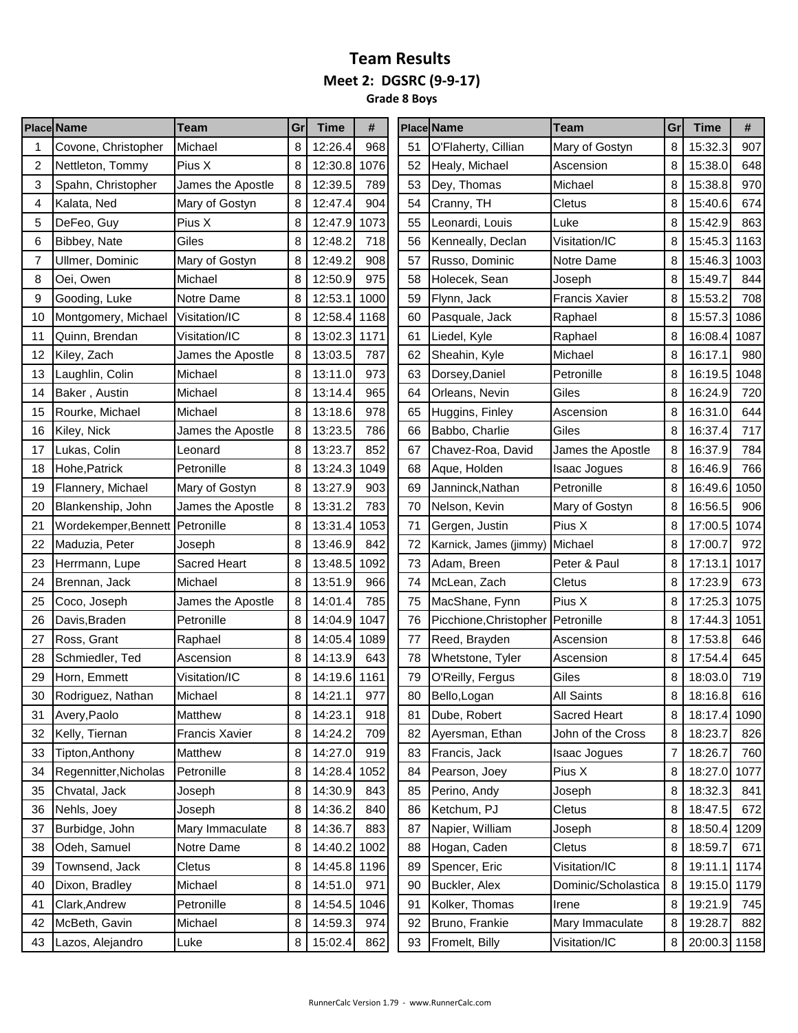# Team Results

## Meet 2: DGSRC (9-9-17)

### Grade 8 Boys

| Place | Name | Team | Gr | Time | # |
|---|---|---|---|---|---|
| 1 | Covone, Christopher | Michael | 8 | 12:26.4 | 968 |
| 2 | Nettleton, Tommy | Pius X | 8 | 12:30.8 | 1076 |
| 3 | Spahn, Christopher | James the Apostle | 8 | 12:39.5 | 789 |
| 4 | Kalata, Ned | Mary of Gostyn | 8 | 12:47.4 | 904 |
| 5 | DeFeo, Guy | Pius X | 8 | 12:47.9 | 1073 |
| 6 | Bibbey, Nate | Giles | 8 | 12:48.2 | 718 |
| 7 | Ullmer, Dominic | Mary of Gostyn | 8 | 12:49.2 | 908 |
| 8 | Oei, Owen | Michael | 8 | 12:50.9 | 975 |
| 9 | Gooding, Luke | Notre Dame | 8 | 12:53.1 | 1000 |
| 10 | Montgomery, Michael | Visitation/IC | 8 | 12:58.4 | 1168 |
| 11 | Quinn, Brendan | Visitation/IC | 8 | 13:02.3 | 1171 |
| 12 | Kiley, Zach | James the Apostle | 8 | 13:03.5 | 787 |
| 13 | Laughlin, Colin | Michael | 8 | 13:11.0 | 973 |
| 14 | Baker , Austin | Michael | 8 | 13:14.4 | 965 |
| 15 | Rourke, Michael | Michael | 8 | 13:18.6 | 978 |
| 16 | Kiley, Nick | James the Apostle | 8 | 13:23.5 | 786 |
| 17 | Lukas, Colin | Leonard | 8 | 13:23.7 | 852 |
| 18 | Hohe,Patrick | Petronille | 8 | 13:24.3 | 1049 |
| 19 | Flannery, Michael | Mary of Gostyn | 8 | 13:27.9 | 903 |
| 20 | Blankenship, John | James the Apostle | 8 | 13:31.2 | 783 |
| 21 | Wordekemper,Bennett | Petronille | 8 | 13:31.4 | 1053 |
| 22 | Maduzia, Peter | Joseph | 8 | 13:46.9 | 842 |
| 23 | Herrmann, Lupe | Sacred Heart | 8 | 13:48.5 | 1092 |
| 24 | Brennan, Jack | Michael | 8 | 13:51.9 | 966 |
| 25 | Coco, Joseph | James the Apostle | 8 | 14:01.4 | 785 |
| 26 | Davis,Braden | Petronille | 8 | 14:04.9 | 1047 |
| 27 | Ross, Grant | Raphael | 8 | 14:05.4 | 1089 |
| 28 | Schmiedler, Ted | Ascension | 8 | 14:13.9 | 643 |
| 29 | Horn, Emmett | Visitation/IC | 8 | 14:19.6 | 1161 |
| 30 | Rodriguez, Nathan | Michael | 8 | 14:21.1 | 977 |
| 31 | Avery,Paolo | Matthew | 8 | 14:23.1 | 918 |
| 32 | Kelly, Tiernan | Francis Xavier | 8 | 14:24.2 | 709 |
| 33 | Tipton,Anthony | Matthew | 8 | 14:27.0 | 919 |
| 34 | Regennitter,Nicholas | Petronille | 8 | 14:28.4 | 1052 |
| 35 | Chvatal, Jack | Joseph | 8 | 14:30.9 | 843 |
| 36 | Nehls, Joey | Joseph | 8 | 14:36.2 | 840 |
| 37 | Burbidge, John | Mary Immaculate | 8 | 14:36.7 | 883 |
| 38 | Odeh, Samuel | Notre Dame | 8 | 14:40.2 | 1002 |
| 39 | Townsend, Jack | Cletus | 8 | 14:45.8 | 1196 |
| 40 | Dixon, Bradley | Michael | 8 | 14:51.0 | 971 |
| 41 | Clark,Andrew | Petronille | 8 | 14:54.5 | 1046 |
| 42 | McBeth, Gavin | Michael | 8 | 14:59.3 | 974 |
| 43 | Lazos, Alejandro | Luke | 8 | 15:02.4 | 862 |
| 51 | O'Flaherty, Cillian | Mary of Gostyn | 8 | 15:32.3 | 907 |
| 52 | Healy, Michael | Ascension | 8 | 15:38.0 | 648 |
| 53 | Dey, Thomas | Michael | 8 | 15:38.8 | 970 |
| 54 | Cranny, TH | Cletus | 8 | 15:40.6 | 674 |
| 55 | Leonardi, Louis | Luke | 8 | 15:42.9 | 863 |
| 56 | Kenneally, Declan | Visitation/IC | 8 | 15:45.3 | 1163 |
| 57 | Russo, Dominic | Notre Dame | 8 | 15:46.3 | 1003 |
| 58 | Holecek, Sean | Joseph | 8 | 15:49.7 | 844 |
| 59 | Flynn, Jack | Francis Xavier | 8 | 15:53.2 | 708 |
| 60 | Pasquale, Jack | Raphael | 8 | 15:57.3 | 1086 |
| 61 | Liedel, Kyle | Raphael | 8 | 16:08.4 | 1087 |
| 62 | Sheahin, Kyle | Michael | 8 | 16:17.1 | 980 |
| 63 | Dorsey,Daniel | Petronille | 8 | 16:19.5 | 1048 |
| 64 | Orleans, Nevin | Giles | 8 | 16:24.9 | 720 |
| 65 | Huggins, Finley | Ascension | 8 | 16:31.0 | 644 |
| 66 | Babbo, Charlie | Giles | 8 | 16:37.4 | 717 |
| 67 | Chavez-Roa, David | James the Apostle | 8 | 16:37.9 | 784 |
| 68 | Aque, Holden | Isaac Jogues | 8 | 16:46.9 | 766 |
| 69 | Janninck,Nathan | Petronille | 8 | 16:49.6 | 1050 |
| 70 | Nelson, Kevin | Mary of Gostyn | 8 | 16:56.5 | 906 |
| 71 | Gergen, Justin | Pius X | 8 | 17:00.5 | 1074 |
| 72 | Karnick, James (jimmy) | Michael | 8 | 17:00.7 | 972 |
| 73 | Adam, Breen | Peter & Paul | 8 | 17:13.1 | 1017 |
| 74 | McLean, Zach | Cletus | 8 | 17:23.9 | 673 |
| 75 | MacShane, Fynn | Pius X | 8 | 17:25.3 | 1075 |
| 76 | Picchione,Christopher | Petronille | 8 | 17:44.3 | 1051 |
| 77 | Reed, Brayden | Ascension | 8 | 17:53.8 | 646 |
| 78 | Whetstone, Tyler | Ascension | 8 | 17:54.4 | 645 |
| 79 | O'Reilly, Fergus | Giles | 8 | 18:03.0 | 719 |
| 80 | Bello,Logan | All Saints | 8 | 18:16.8 | 616 |
| 81 | Dube, Robert | Sacred Heart | 8 | 18:17.4 | 1090 |
| 82 | Ayersman, Ethan | John of the Cross | 8 | 18:23.7 | 826 |
| 83 | Francis, Jack | Isaac Jogues | 7 | 18:26.7 | 760 |
| 84 | Pearson, Joey | Pius X | 8 | 18:27.0 | 1077 |
| 85 | Perino, Andy | Joseph | 8 | 18:32.3 | 841 |
| 86 | Ketchum, PJ | Cletus | 8 | 18:47.5 | 672 |
| 87 | Napier, William | Joseph | 8 | 18:50.4 | 1209 |
| 88 | Hogan, Caden | Cletus | 8 | 18:59.7 | 671 |
| 89 | Spencer, Eric | Visitation/IC | 8 | 19:11.1 | 1174 |
| 90 | Buckler, Alex | Dominic/Scholastica | 8 | 19:15.0 | 1179 |
| 91 | Kolker, Thomas | Irene | 8 | 19:21.9 | 745 |
| 92 | Bruno, Frankie | Mary Immaculate | 8 | 19:28.7 | 882 |
| 93 | Fromelt, Billy | Visitation/IC | 8 | 20:00.3 | 1158 |

RunnerCalc Version 1.79 - www.RunnerCalc.com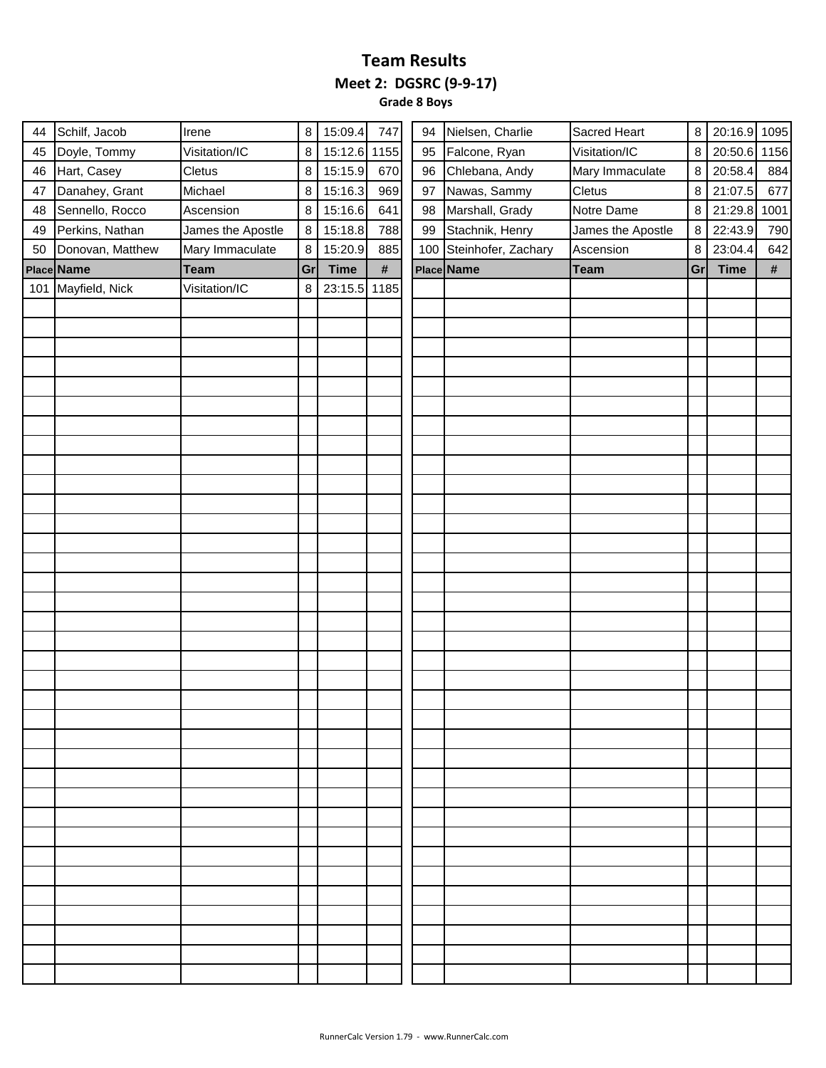# Team Results

## Meet 2: DGSRC (9-9-17)

### Grade 8 Boys

| Place | Name | Team | Gr | Time | # |
|---|---|---|---|---|---|
| 44 | Schilf, Jacob | Irene | 8 | 15:09.4 | 747 |
| 45 | Doyle, Tommy | Visitation/IC | 8 | 15:12.6 | 1155 |
| 46 | Hart, Casey | Cletus | 8 | 15:15.9 | 670 |
| 47 | Danahey, Grant | Michael | 8 | 15:16.3 | 969 |
| 48 | Sennello, Rocco | Ascension | 8 | 15:16.6 | 641 |
| 49 | Perkins, Nathan | James the Apostle | 8 | 15:18.8 | 788 |
| 50 | Donovan, Matthew | Mary Immaculate | 8 | 15:20.9 | 885 |
| 94 | Nielsen, Charlie | Sacred Heart | 8 | 20:16.9 | 1095 |
| 95 | Falcone, Ryan | Visitation/IC | 8 | 20:50.6 | 1156 |
| 96 | Chlebana, Andy | Mary Immaculate | 8 | 20:58.4 | 884 |
| 97 | Nawas, Sammy | Cletus | 8 | 21:07.5 | 677 |
| 98 | Marshall, Grady | Notre Dame | 8 | 21:29.8 | 1001 |
| 99 | Stachnik, Henry | James the Apostle | 8 | 22:43.9 | 790 |
| 100 | Steinhofer, Zachary | Ascension | 8 | 23:04.4 | 642 |

| Place | Name | Team | Gr | Time | # |
|---|---|---|---|---|---|
| 101 | Mayfield, Nick | Visitation/IC | 8 | 23:15.5 | 1185 |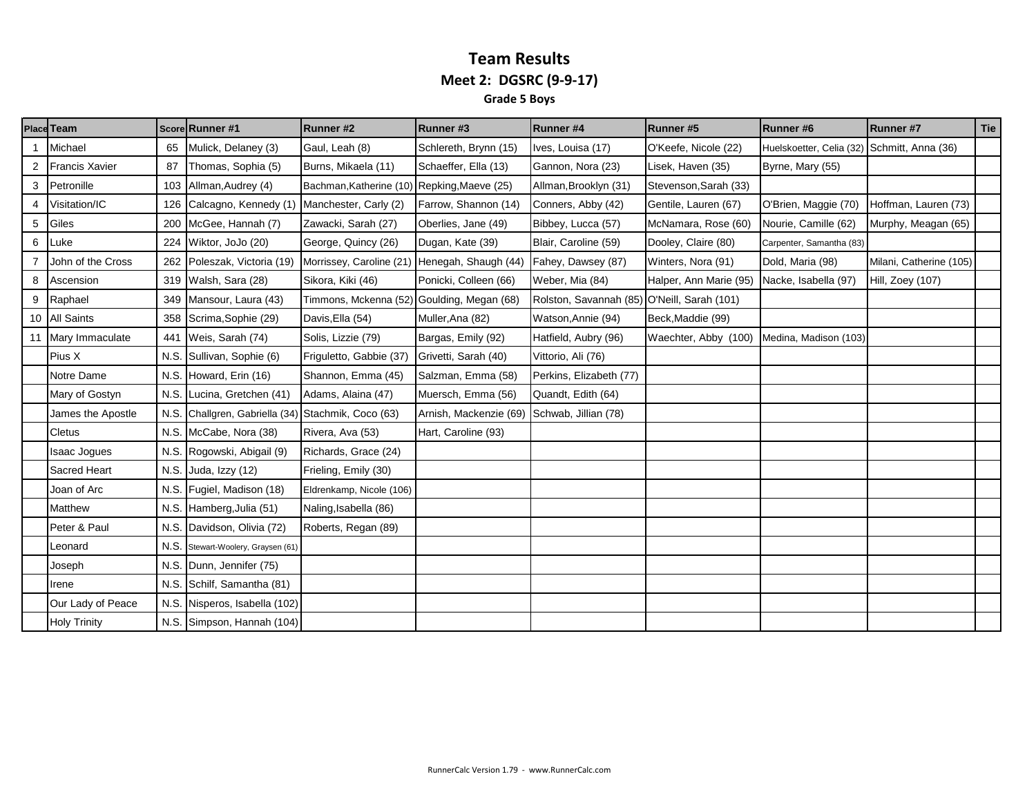# Team Results

## Meet 2: DGSRC (9-9-17)

### Grade 5 Boys

| Place | Team | Score | Runner #1 | Runner #2 | Runner #3 | Runner #4 | Runner #5 | Runner #6 | Runner #7 | Tie |
|---|---|---|---|---|---|---|---|---|---|---|
| 1 | Michael | 65 | Mulick, Delaney (3) | Gaul, Leah (8) | Schlereth, Brynn (15) | Ives, Louisa (17) | O'Keefe, Nicole (22) | Huelskoetter, Celia (32) | Schmitt, Anna (36) | |
| 2 | Francis Xavier | 87 | Thomas, Sophia (5) | Burns, Mikaela (11) | Schaeffer, Ella (13) | Gannon, Nora (23) | Lisek, Haven (35) | Byrne, Mary (55) | | |
| 3 | Petronille | 103 | Allman,Audrey (4) | Bachman,Katherine (10) | Repking,Maeve (25) | Allman,Brooklyn (31) | Stevenson,Sarah (33) | | | |
| 4 | Visitation/IC | 126 | Calcagno, Kennedy (1) | Manchester, Carly (2) | Farrow, Shannon (14) | Conners, Abby (42) | Gentile, Lauren (67) | O'Brien, Maggie (70) | Hoffman, Lauren (73) | |
| 5 | Giles | 200 | McGee, Hannah (7) | Zawacki, Sarah (27) | Oberlies, Jane (49) | Bibbey, Lucca (57) | McNamara, Rose (60) | Nourie, Camille (62) | Murphy, Meagan (65) | |
| 6 | Luke | 224 | Wiktor, JoJo (20) | George, Quincy (26) | Dugan, Kate (39) | Blair, Caroline (59) | Dooley, Claire (80) | Carpenter, Samantha (83) | | |
| 7 | John of the Cross | 262 | Poleszak, Victoria (19) | Morrissey, Caroline (21) | Henegah, Shaugh (44) | Fahey, Dawsey (87) | Winters, Nora (91) | Dold, Maria (98) | Milani, Catherine (105) | |
| 8 | Ascension | 319 | Walsh, Sara (28) | Sikora, Kiki (46) | Ponicki, Colleen (66) | Weber, Mia (84) | Halper, Ann Marie (95) | Nacke, Isabella (97) | Hill, Zoey (107) | |
| 9 | Raphael | 349 | Mansour, Laura (43) | Timmons, Mckenna (52) | Goulding, Megan (68) | Rolston, Savannah (85) | O'Neill, Sarah (101) | | | |
| 10 | All Saints | 358 | Scrima,Sophie (29) | Davis,Ella (54) | Muller,Ana (82) | Watson,Annie (94) | Beck,Maddie (99) | | | |
| 11 | Mary Immaculate | 441 | Weis, Sarah (74) | Solis, Lizzie (79) | Bargas, Emily (92) | Hatfield, Aubry (96) | Waechter, Abby (100) | Medina, Madison (103) | | |
| | Pius X | N.S. | Sullivan, Sophie (6) | Friguletto, Gabbie (37) | Grivetti, Sarah (40) | Vittorio, Ali (76) | | | | |
| | Notre Dame | N.S. | Howard, Erin (16) | Shannon, Emma (45) | Salzman, Emma (58) | Perkins, Elizabeth (77) | | | | |
| | Mary of Gostyn | N.S. | Lucina, Gretchen (41) | Adams, Alaina (47) | Muersch, Emma (56) | Quandt, Edith (64) | | | | |
| | James the Apostle | N.S. | Challgren, Gabriella (34) | Stachmik, Coco (63) | Arnish, Mackenzie (69) | Schwab, Jillian (78) | | | | |
| | Cletus | N.S. | McCabe, Nora (38) | Rivera, Ava (53) | Hart, Caroline (93) | | | | | |
| | Isaac Jogues | N.S. | Rogowski, Abigail (9) | Richards, Grace (24) | | | | | | |
| | Sacred Heart | N.S. | Juda, Izzy (12) | Frieling, Emily (30) | | | | | | |
| | Joan of Arc | N.S. | Fugiel, Madison (18) | Eldrenkamp, Nicole (106) | | | | | | |
| | Matthew | N.S. | Hamberg,Julia (51) | Naling,Isabella (86) | | | | | | |
| | Peter & Paul | N.S. | Davidson, Olivia (72) | Roberts, Regan (89) | | | | | | |
| | Leonard | N.S. | Stewart-Woolery, Graysen (61) | | | | | | | |
| | Joseph | N.S. | Dunn, Jennifer (75) | | | | | | | |
| | Irene | N.S. | Schilf, Samantha (81) | | | | | | | |
| | Our Lady of Peace | N.S. | Nisperos, Isabella (102) | | | | | | | |
| | Holy Trinity | N.S. | Simpson, Hannah (104) | | | | | | | |

RunnerCalc Version 1.79 - www.RunnerCalc.com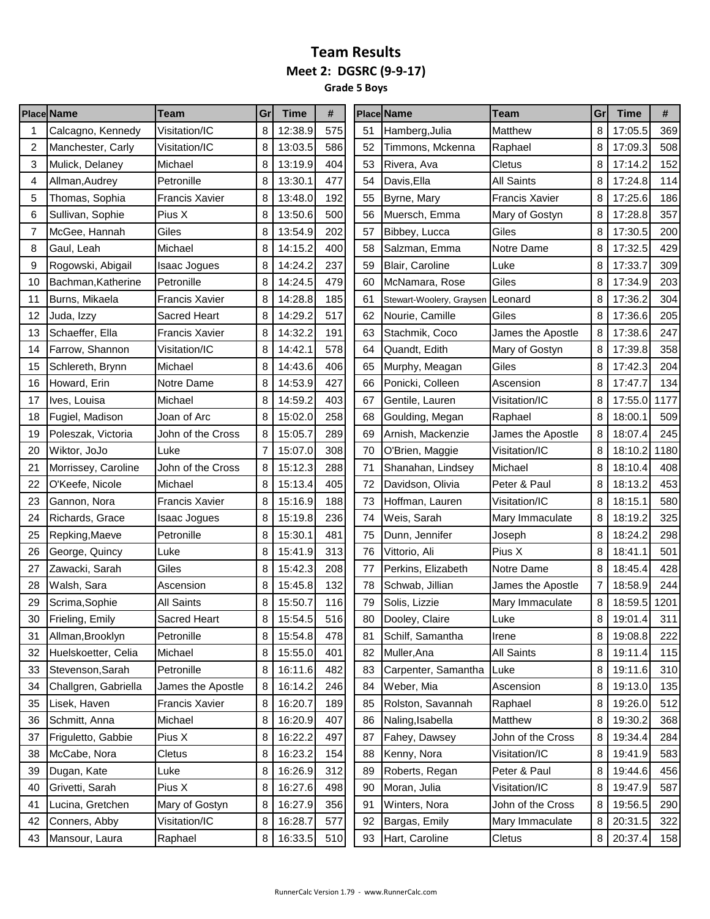# Team Results

## Meet 2: DGSRC (9-9-17)

### Grade 5 Boys

| Place | Name | Team | Gr | Time | # |
|---|---|---|---|---|---|
| 1 | Calcagno, Kennedy | Visitation/IC | 8 | 12:38.9 | 575 |
| 2 | Manchester, Carly | Visitation/IC | 8 | 13:03.5 | 586 |
| 3 | Mulick, Delaney | Michael | 8 | 13:19.9 | 404 |
| 4 | Allman,Audrey | Petronille | 8 | 13:30.1 | 477 |
| 5 | Thomas, Sophia | Francis Xavier | 8 | 13:48.0 | 192 |
| 6 | Sullivan, Sophie | Pius X | 8 | 13:50.6 | 500 |
| 7 | McGee, Hannah | Giles | 8 | 13:54.9 | 202 |
| 8 | Gaul, Leah | Michael | 8 | 14:15.2 | 400 |
| 9 | Rogowski, Abigail | Isaac Jogues | 8 | 14:24.2 | 237 |
| 10 | Bachman,Katherine | Petronille | 8 | 14:24.5 | 479 |
| 11 | Burns, Mikaela | Francis Xavier | 8 | 14:28.8 | 185 |
| 12 | Juda, Izzy | Sacred Heart | 8 | 14:29.2 | 517 |
| 13 | Schaeffer, Ella | Francis Xavier | 8 | 14:32.2 | 191 |
| 14 | Farrow, Shannon | Visitation/IC | 8 | 14:42.1 | 578 |
| 15 | Schlereth, Brynn | Michael | 8 | 14:43.6 | 406 |
| 16 | Howard, Erin | Notre Dame | 8 | 14:53.9 | 427 |
| 17 | Ives, Louisa | Michael | 8 | 14:59.2 | 403 |
| 18 | Fugiel, Madison | Joan of Arc | 8 | 15:02.0 | 258 |
| 19 | Poleszak, Victoria | John of the Cross | 8 | 15:05.7 | 289 |
| 20 | Wiktor, JoJo | Luke | 7 | 15:07.0 | 308 |
| 21 | Morrissey, Caroline | John of the Cross | 8 | 15:12.3 | 288 |
| 22 | O'Keefe, Nicole | Michael | 8 | 15:13.4 | 405 |
| 23 | Gannon, Nora | Francis Xavier | 8 | 15:16.9 | 188 |
| 24 | Richards, Grace | Isaac Jogues | 8 | 15:19.8 | 236 |
| 25 | Repking,Maeve | Petronille | 8 | 15:30.1 | 481 |
| 26 | George, Quincy | Luke | 8 | 15:41.9 | 313 |
| 27 | Zawacki, Sarah | Giles | 8 | 15:42.3 | 208 |
| 28 | Walsh, Sara | Ascension | 8 | 15:45.8 | 132 |
| 29 | Scrima,Sophie | All Saints | 8 | 15:50.7 | 116 |
| 30 | Frieling, Emily | Sacred Heart | 8 | 15:54.5 | 516 |
| 31 | Allman,Brooklyn | Petronille | 8 | 15:54.8 | 478 |
| 32 | Huelskoetter, Celia | Michael | 8 | 15:55.0 | 401 |
| 33 | Stevenson,Sarah | Petronille | 8 | 16:11.6 | 482 |
| 34 | Challgren, Gabriella | James the Apostle | 8 | 16:14.2 | 246 |
| 35 | Lisek, Haven | Francis Xavier | 8 | 16:20.7 | 189 |
| 36 | Schmitt, Anna | Michael | 8 | 16:20.9 | 407 |
| 37 | Friguletto, Gabbie | Pius X | 8 | 16:22.2 | 497 |
| 38 | McCabe, Nora | Cletus | 8 | 16:23.2 | 154 |
| 39 | Dugan, Kate | Luke | 8 | 16:26.9 | 312 |
| 40 | Grivetti, Sarah | Pius X | 8 | 16:27.6 | 498 |
| 41 | Lucina, Gretchen | Mary of Gostyn | 8 | 16:27.9 | 356 |
| 42 | Conners, Abby | Visitation/IC | 8 | 16:28.7 | 577 |
| 43 | Mansour, Laura | Raphael | 8 | 16:33.5 | 510 |
| 51 | Hamberg,Julia | Matthew | 8 | 17:05.5 | 369 |
| 52 | Timmons, Mckenna | Raphael | 8 | 17:09.3 | 508 |
| 53 | Rivera, Ava | Cletus | 8 | 17:14.2 | 152 |
| 54 | Davis,Ella | All Saints | 8 | 17:24.8 | 114 |
| 55 | Byrne, Mary | Francis Xavier | 8 | 17:25.6 | 186 |
| 56 | Muersch, Emma | Mary of Gostyn | 8 | 17:28.8 | 357 |
| 57 | Bibbey, Lucca | Giles | 8 | 17:30.5 | 200 |
| 58 | Salzman, Emma | Notre Dame | 8 | 17:32.5 | 429 |
| 59 | Blair, Caroline | Luke | 8 | 17:33.7 | 309 |
| 60 | McNamara, Rose | Giles | 8 | 17:34.9 | 203 |
| 61 | Stewart-Woolery, Graysen | Leonard | 8 | 17:36.2 | 304 |
| 62 | Nourie, Camille | Giles | 8 | 17:36.6 | 205 |
| 63 | Stachmik, Coco | James the Apostle | 8 | 17:38.6 | 247 |
| 64 | Quandt, Edith | Mary of Gostyn | 8 | 17:39.8 | 358 |
| 65 | Murphy, Meagan | Giles | 8 | 17:42.3 | 204 |
| 66 | Ponicki, Colleen | Ascension | 8 | 17:47.7 | 134 |
| 67 | Gentile, Lauren | Visitation/IC | 8 | 17:55.0 | 1177 |
| 68 | Goulding, Megan | Raphael | 8 | 18:00.1 | 509 |
| 69 | Arnish, Mackenzie | James the Apostle | 8 | 18:07.4 | 245 |
| 70 | O'Brien, Maggie | Visitation/IC | 8 | 18:10.2 | 1180 |
| 71 | Shanahan, Lindsey | Michael | 8 | 18:10.4 | 408 |
| 72 | Davidson, Olivia | Peter & Paul | 8 | 18:13.2 | 453 |
| 73 | Hoffman, Lauren | Visitation/IC | 8 | 18:15.1 | 580 |
| 74 | Weis, Sarah | Mary Immaculate | 8 | 18:19.2 | 325 |
| 75 | Dunn, Jennifer | Joseph | 8 | 18:24.2 | 298 |
| 76 | Vittorio, Ali | Pius X | 8 | 18:41.1 | 501 |
| 77 | Perkins, Elizabeth | Notre Dame | 8 | 18:45.4 | 428 |
| 78 | Schwab, Jillian | James the Apostle | 7 | 18:58.9 | 244 |
| 79 | Solis, Lizzie | Mary Immaculate | 8 | 18:59.5 | 1201 |
| 80 | Dooley, Claire | Luke | 8 | 19:01.4 | 311 |
| 81 | Schilf, Samantha | Irene | 8 | 19:08.8 | 222 |
| 82 | Muller,Ana | All Saints | 8 | 19:11.4 | 115 |
| 83 | Carpenter, Samantha | Luke | 8 | 19:11.6 | 310 |
| 84 | Weber, Mia | Ascension | 8 | 19:13.0 | 135 |
| 85 | Rolston, Savannah | Raphael | 8 | 19:26.0 | 512 |
| 86 | Naling,Isabella | Matthew | 8 | 19:30.2 | 368 |
| 87 | Fahey, Dawsey | John of the Cross | 8 | 19:34.4 | 284 |
| 88 | Kenny, Nora | Visitation/IC | 8 | 19:41.9 | 583 |
| 89 | Roberts, Regan | Peter & Paul | 8 | 19:44.6 | 456 |
| 90 | Moran, Julia | Visitation/IC | 8 | 19:47.9 | 587 |
| 91 | Winters, Nora | John of the Cross | 8 | 19:56.5 | 290 |
| 92 | Bargas, Emily | Mary Immaculate | 8 | 20:31.5 | 322 |
| 93 | Hart, Caroline | Cletus | 8 | 20:37.4 | 158 |

RunnerCalc Version 1.79 - www.RunnerCalc.com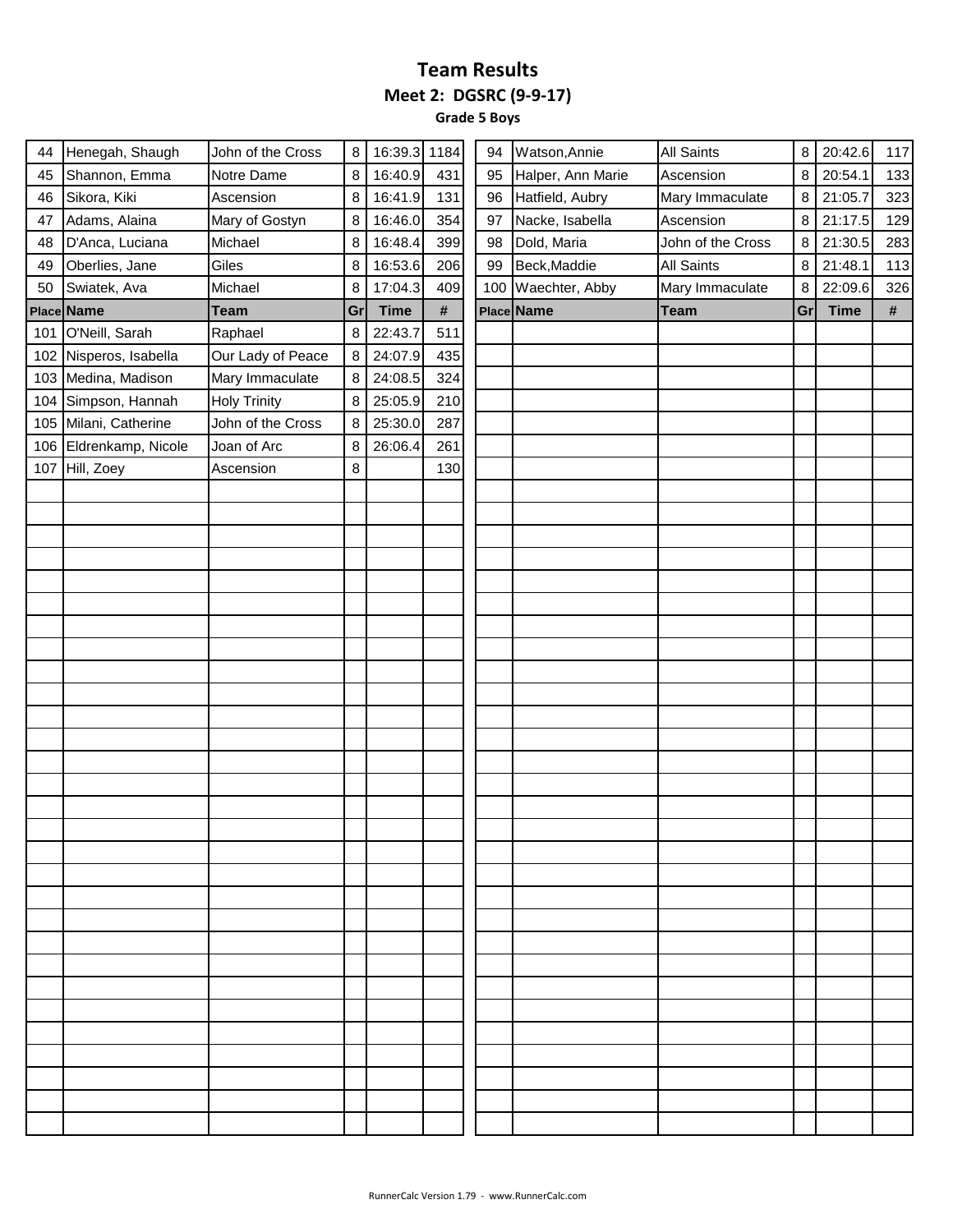# Team Results

## Meet 2: DGSRC (9-9-17)

### Grade 5 Boys

| | | | | | |
|---|---|---|---|---|---|
| 44 | Henegah, Shaugh | John of the Cross | 8 | 16:39.3 | 1184 |
| 45 | Shannon, Emma | Notre Dame | 8 | 16:40.9 | 431 |
| 46 | Sikora, Kiki | Ascension | 8 | 16:41.9 | 131 |
| 47 | Adams, Alaina | Mary of Gostyn | 8 | 16:46.0 | 354 |
| 48 | D'Anca, Luciana | Michael | 8 | 16:48.4 | 399 |
| 49 | Oberlies, Jane | Giles | 8 | 16:53.6 | 206 |
| 50 | Swiatek, Ava | Michael | 8 | 17:04.3 | 409 |
| 94 | Watson,Annie | All Saints | 8 | 20:42.6 | 117 |
| 95 | Halper, Ann Marie | Ascension | 8 | 20:54.1 | 133 |
| 96 | Hatfield, Aubry | Mary Immaculate | 8 | 21:05.7 | 323 |
| 97 | Nacke, Isabella | Ascension | 8 | 21:17.5 | 129 |
| 98 | Dold, Maria | John of the Cross | 8 | 21:30.5 | 283 |
| 99 | Beck,Maddie | All Saints | 8 | 21:48.1 | 113 |
| 100 | Waechter, Abby | Mary Immaculate | 8 | 22:09.6 | 326 |

| Place | Name | Team | Gr | Time | # |
|---|---|---|---|---|---|
| 101 | O'Neill, Sarah | Raphael | 8 | 22:43.7 | 511 |
| 102 | Nisperos, Isabella | Our Lady of Peace | 8 | 24:07.9 | 435 |
| 103 | Medina, Madison | Mary Immaculate | 8 | 24:08.5 | 324 |
| 104 | Simpson, Hannah | Holy Trinity | 8 | 25:05.9 | 210 |
| 105 | Milani, Catherine | John of the Cross | 8 | 25:30.0 | 287 |
| 106 | Eldrenkamp, Nicole | Joan of Arc | 8 | 26:06.4 | 261 |
| 107 | Hill, Zoey | Ascension | 8 | | 130 |

RunnerCalc Version 1.79 - www.RunnerCalc.com